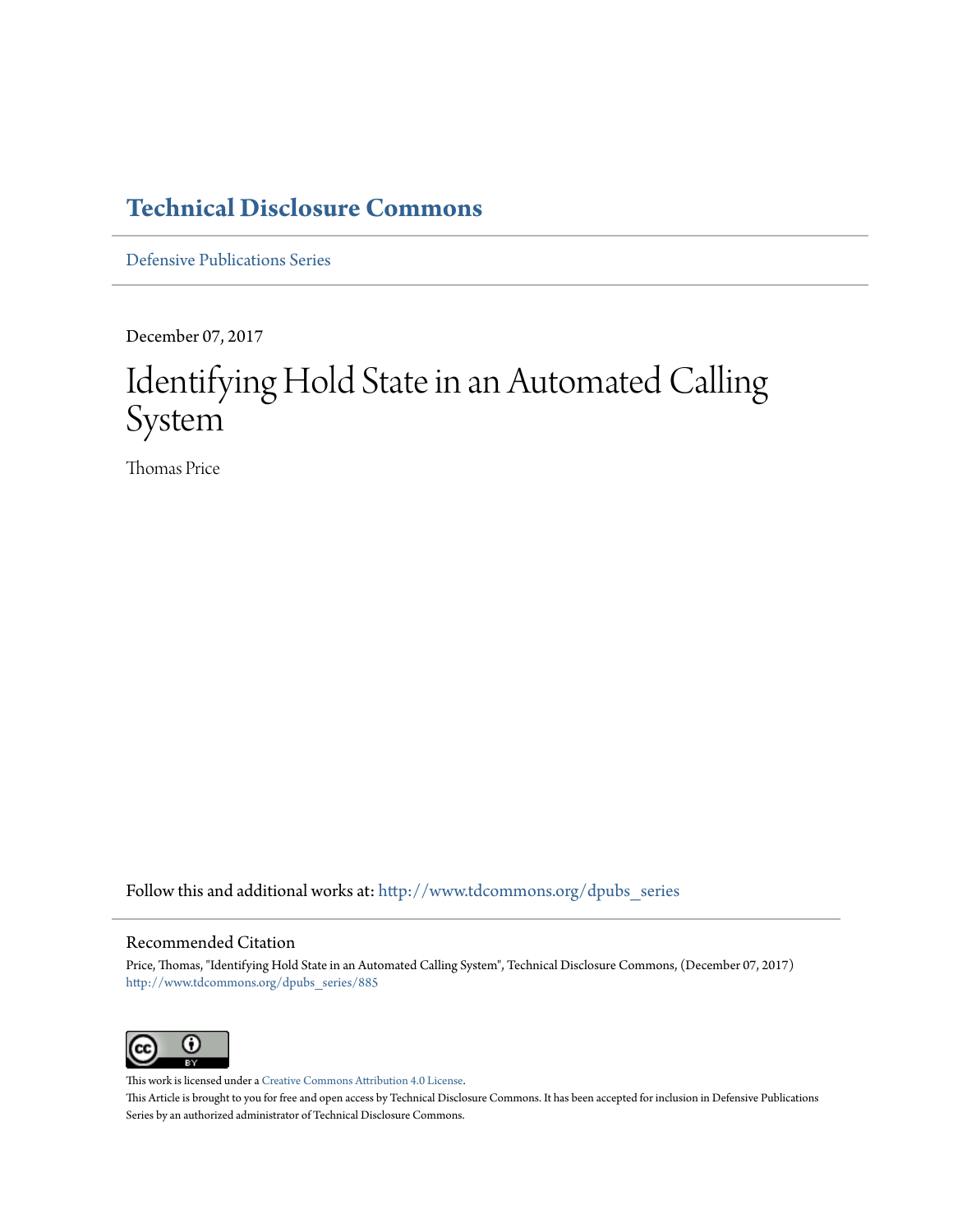# Technical Disclosure Commons

Defensive Publications Series

December 07, 2017

# Identifying Hold State in an Automated Calling System

Thomas Price

Follow this and additional works at: http://www.tdcommons.org/dpubs_series

## Recommended Citation

Price, Thomas, "Identifying Hold State in an Automated Calling System", Technical Disclosure Commons, (December 07, 2017)
http://www.tdcommons.org/dpubs_series/885

This work is licensed under a Creative Commons Attribution 4.0 License.

This Article is brought to you for free and open access by Technical Disclosure Commons. It has been accepted for inclusion in Defensive Publications Series by an authorized administrator of Technical Disclosure Commons.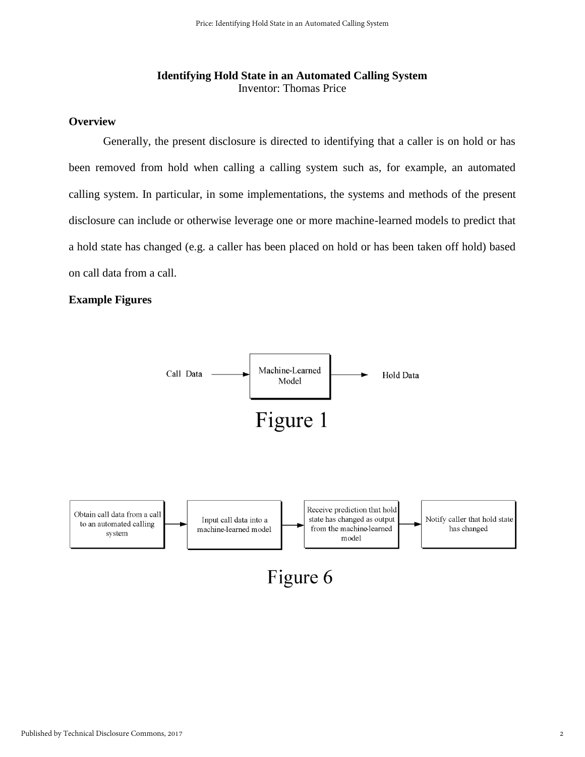**Identifying Hold State in an Automated Calling System**
Inventor: Thomas Price

**Overview**

Generally, the present disclosure is directed to identifying that a caller is on hold or has been removed from hold when calling a calling system such as, for example, an automated calling system. In particular, in some implementations, the systems and methods of the present disclosure can include or otherwise leverage one or more machine-learned models to predict that a hold state has changed (e.g. a caller has been placed on hold or has been taken off hold) based on call data from a call.

**Example Figures**

Call Data → Machine-Learned Model → Hold Data

Figure 1

Obtain call data from a call to an automated calling system → Input call data into a machine-learned model → Receive prediction that hold state has changed as output from the machine-learned model → Notify caller that hold state has changed

Figure 6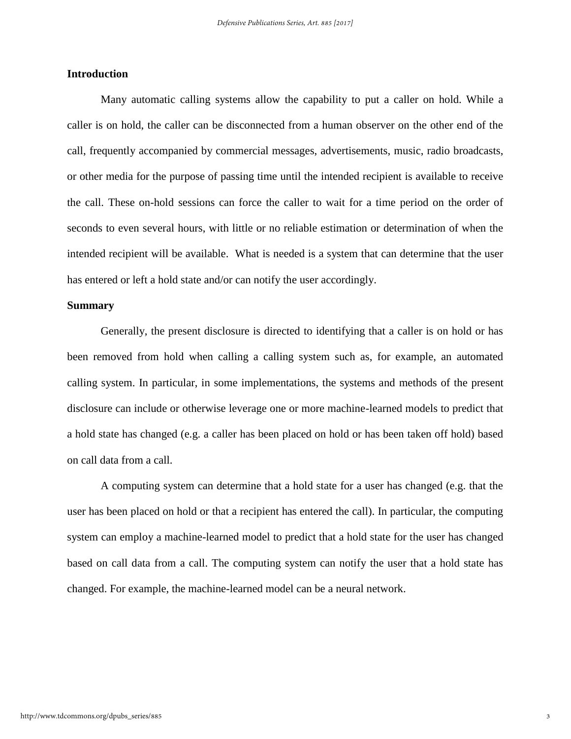## Introduction

Many automatic calling systems allow the capability to put a caller on hold. While a caller is on hold, the caller can be disconnected from a human observer on the other end of the call, frequently accompanied by commercial messages, advertisements, music, radio broadcasts, or other media for the purpose of passing time until the intended recipient is available to receive the call. These on-hold sessions can force the caller to wait for a time period on the order of seconds to even several hours, with little or no reliable estimation or determination of when the intended recipient will be available. What is needed is a system that can determine that the user has entered or left a hold state and/or can notify the user accordingly.

## Summary

Generally, the present disclosure is directed to identifying that a caller is on hold or has been removed from hold when calling a calling system such as, for example, an automated calling system. In particular, in some implementations, the systems and methods of the present disclosure can include or otherwise leverage one or more machine-learned models to predict that a hold state has changed (e.g. a caller has been placed on hold or has been taken off hold) based on call data from a call.

A computing system can determine that a hold state for a user has changed (e.g. that the user has been placed on hold or that a recipient has entered the call). In particular, the computing system can employ a machine-learned model to predict that a hold state for the user has changed based on call data from a call. The computing system can notify the user that a hold state has changed. For example, the machine-learned model can be a neural network.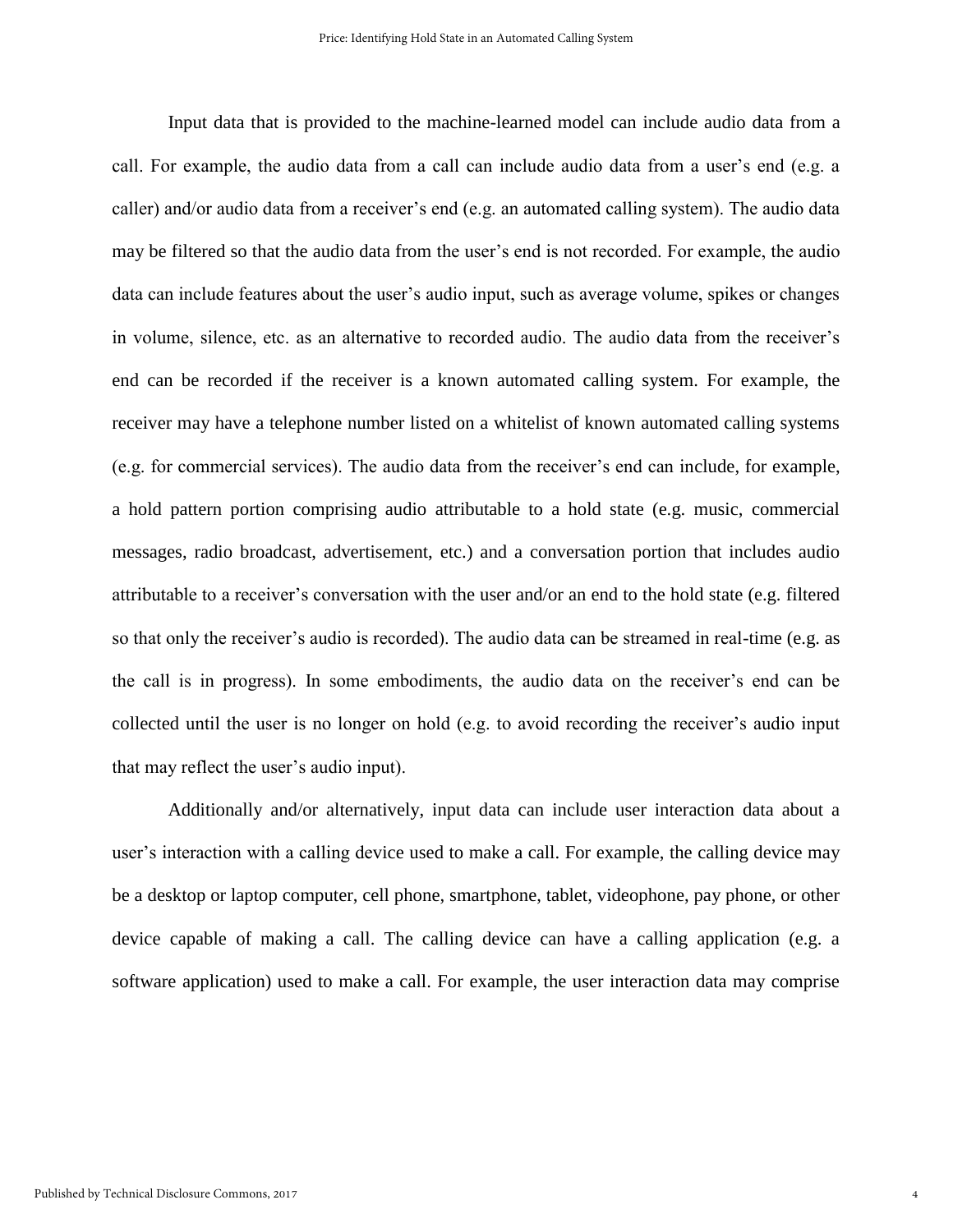Input data that is provided to the machine-learned model can include audio data from a call. For example, the audio data from a call can include audio data from a user's end (e.g. a caller) and/or audio data from a receiver's end (e.g. an automated calling system). The audio data may be filtered so that the audio data from the user's end is not recorded. For example, the audio data can include features about the user's audio input, such as average volume, spikes or changes in volume, silence, etc. as an alternative to recorded audio. The audio data from the receiver's end can be recorded if the receiver is a known automated calling system. For example, the receiver may have a telephone number listed on a whitelist of known automated calling systems (e.g. for commercial services). The audio data from the receiver's end can include, for example, a hold pattern portion comprising audio attributable to a hold state (e.g. music, commercial messages, radio broadcast, advertisement, etc.) and a conversation portion that includes audio attributable to a receiver's conversation with the user and/or an end to the hold state (e.g. filtered so that only the receiver's audio is recorded). The audio data can be streamed in real-time (e.g. as the call is in progress). In some embodiments, the audio data on the receiver's end can be collected until the user is no longer on hold (e.g. to avoid recording the receiver's audio input that may reflect the user's audio input).

Additionally and/or alternatively, input data can include user interaction data about a user's interaction with a calling device used to make a call. For example, the calling device may be a desktop or laptop computer, cell phone, smartphone, tablet, videophone, pay phone, or other device capable of making a call. The calling device can have a calling application (e.g. a software application) used to make a call. For example, the user interaction data may comprise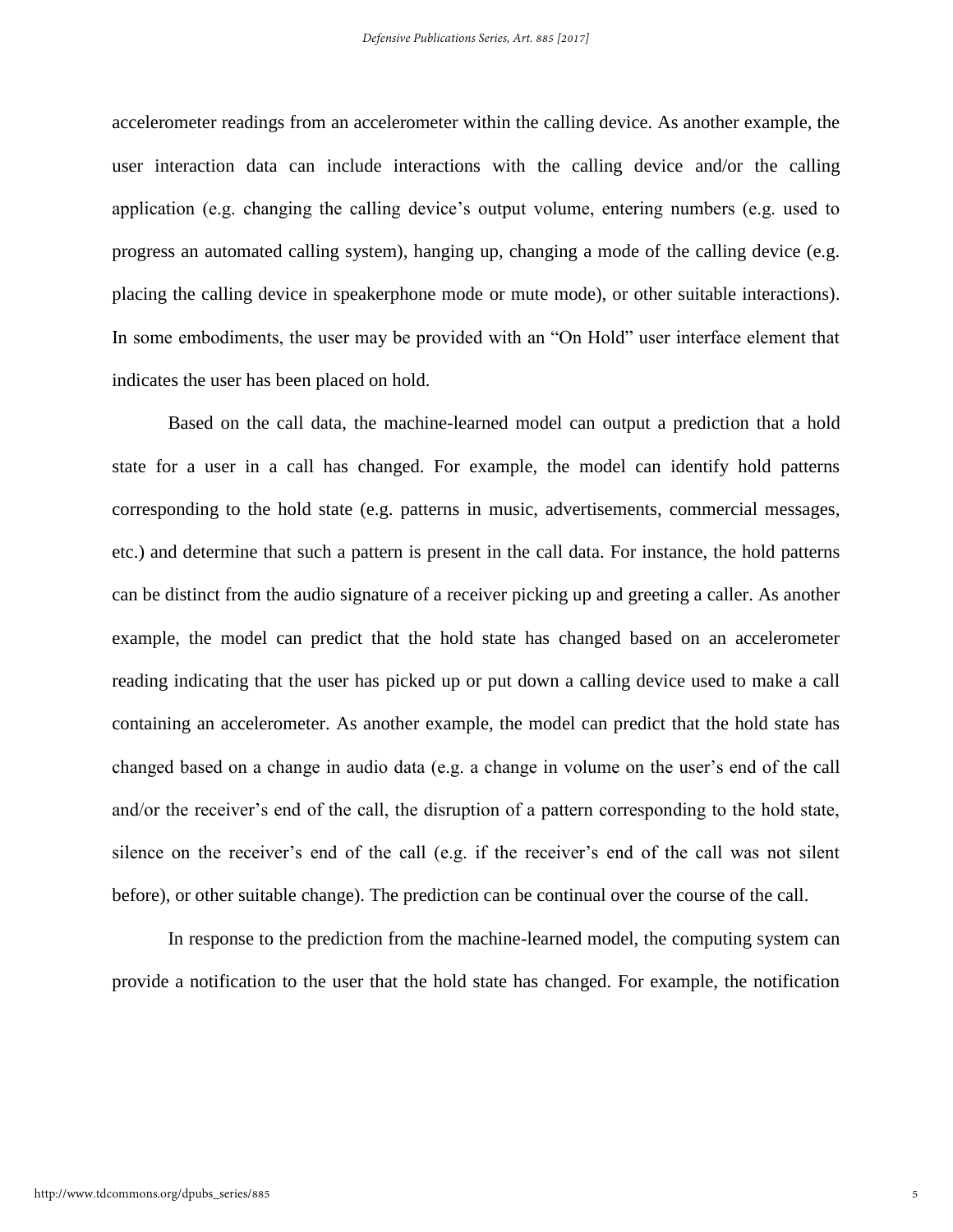accelerometer readings from an accelerometer within the calling device. As another example, the user interaction data can include interactions with the calling device and/or the calling application (e.g. changing the calling device's output volume, entering numbers (e.g. used to progress an automated calling system), hanging up, changing a mode of the calling device (e.g. placing the calling device in speakerphone mode or mute mode), or other suitable interactions). In some embodiments, the user may be provided with an "On Hold" user interface element that indicates the user has been placed on hold.

Based on the call data, the machine-learned model can output a prediction that a hold state for a user in a call has changed. For example, the model can identify hold patterns corresponding to the hold state (e.g. patterns in music, advertisements, commercial messages, etc.) and determine that such a pattern is present in the call data. For instance, the hold patterns can be distinct from the audio signature of a receiver picking up and greeting a caller. As another example, the model can predict that the hold state has changed based on an accelerometer reading indicating that the user has picked up or put down a calling device used to make a call containing an accelerometer. As another example, the model can predict that the hold state has changed based on a change in audio data (e.g. a change in volume on the user's end of the call and/or the receiver's end of the call, the disruption of a pattern corresponding to the hold state, silence on the receiver's end of the call (e.g. if the receiver's end of the call was not silent before), or other suitable change). The prediction can be continual over the course of the call.

In response to the prediction from the machine-learned model, the computing system can provide a notification to the user that the hold state has changed. For example, the notification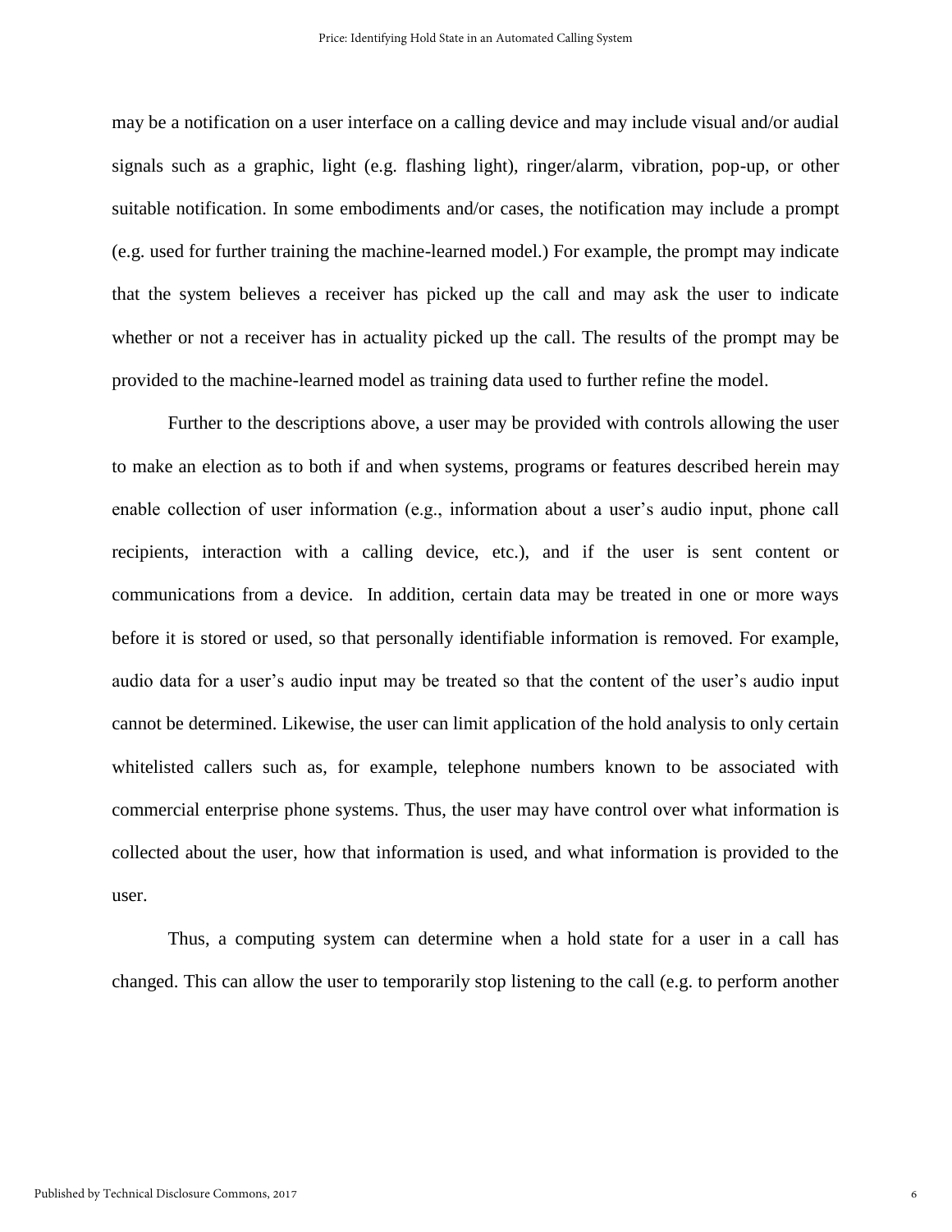may be a notification on a user interface on a calling device and may include visual and/or audial signals such as a graphic, light (e.g. flashing light), ringer/alarm, vibration, pop-up, or other suitable notification. In some embodiments and/or cases, the notification may include a prompt (e.g. used for further training the machine-learned model.) For example, the prompt may indicate that the system believes a receiver has picked up the call and may ask the user to indicate whether or not a receiver has in actuality picked up the call. The results of the prompt may be provided to the machine-learned model as training data used to further refine the model.

Further to the descriptions above, a user may be provided with controls allowing the user to make an election as to both if and when systems, programs or features described herein may enable collection of user information (e.g., information about a user's audio input, phone call recipients, interaction with a calling device, etc.), and if the user is sent content or communications from a device. In addition, certain data may be treated in one or more ways before it is stored or used, so that personally identifiable information is removed. For example, audio data for a user's audio input may be treated so that the content of the user's audio input cannot be determined. Likewise, the user can limit application of the hold analysis to only certain whitelisted callers such as, for example, telephone numbers known to be associated with commercial enterprise phone systems. Thus, the user may have control over what information is collected about the user, how that information is used, and what information is provided to the user.

Thus, a computing system can determine when a hold state for a user in a call has changed. This can allow the user to temporarily stop listening to the call (e.g. to perform another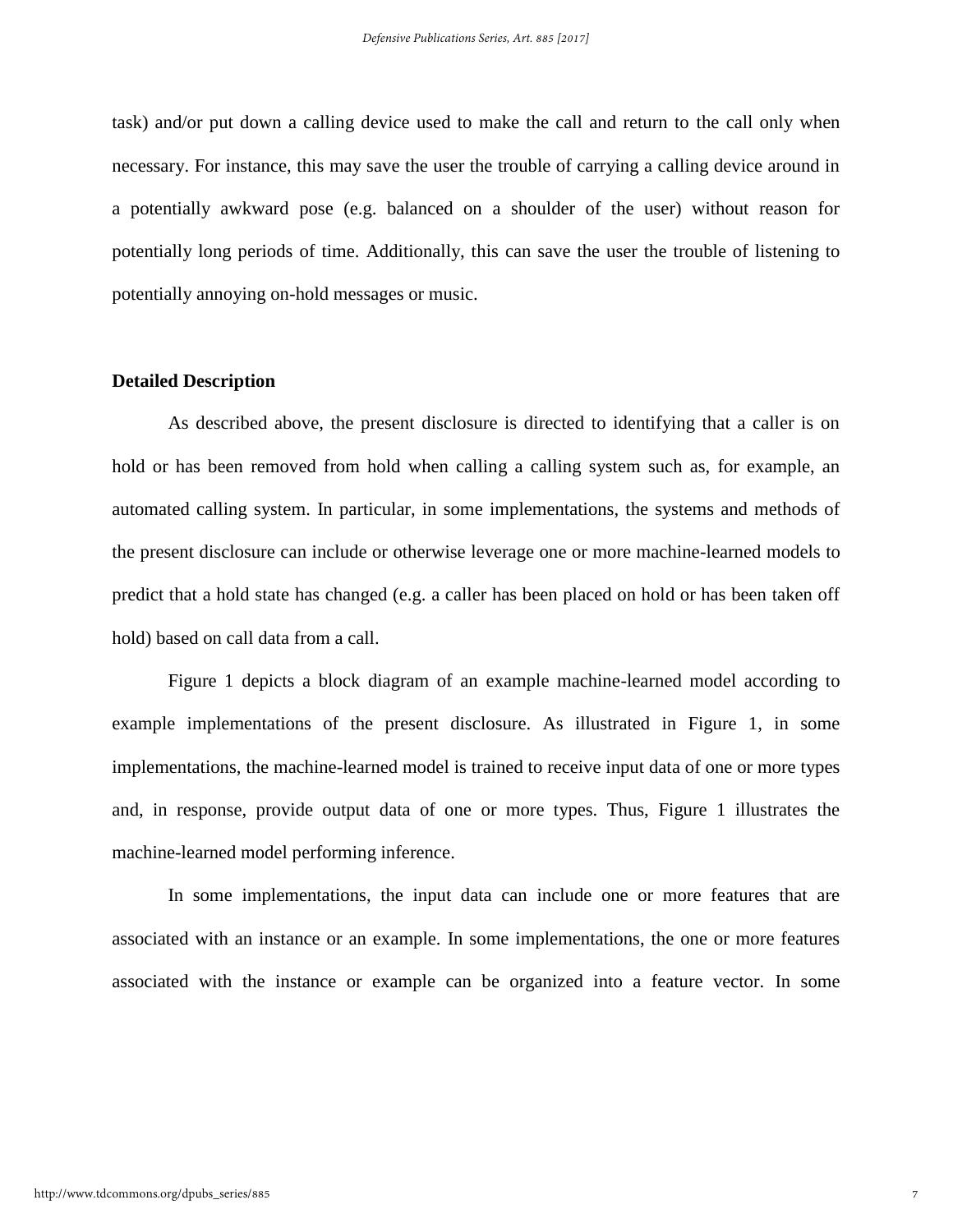task) and/or put down a calling device used to make the call and return to the call only when necessary. For instance, this may save the user the trouble of carrying a calling device around in a potentially awkward pose (e.g. balanced on a shoulder of the user) without reason for potentially long periods of time. Additionally, this can save the user the trouble of listening to potentially annoying on-hold messages or music.

## Detailed Description

As described above, the present disclosure is directed to identifying that a caller is on hold or has been removed from hold when calling a calling system such as, for example, an automated calling system. In particular, in some implementations, the systems and methods of the present disclosure can include or otherwise leverage one or more machine-learned models to predict that a hold state has changed (e.g. a caller has been placed on hold or has been taken off hold) based on call data from a call.

Figure 1 depicts a block diagram of an example machine-learned model according to example implementations of the present disclosure. As illustrated in Figure 1, in some implementations, the machine-learned model is trained to receive input data of one or more types and, in response, provide output data of one or more types. Thus, Figure 1 illustrates the machine-learned model performing inference.

In some implementations, the input data can include one or more features that are associated with an instance or an example. In some implementations, the one or more features associated with the instance or example can be organized into a feature vector. In some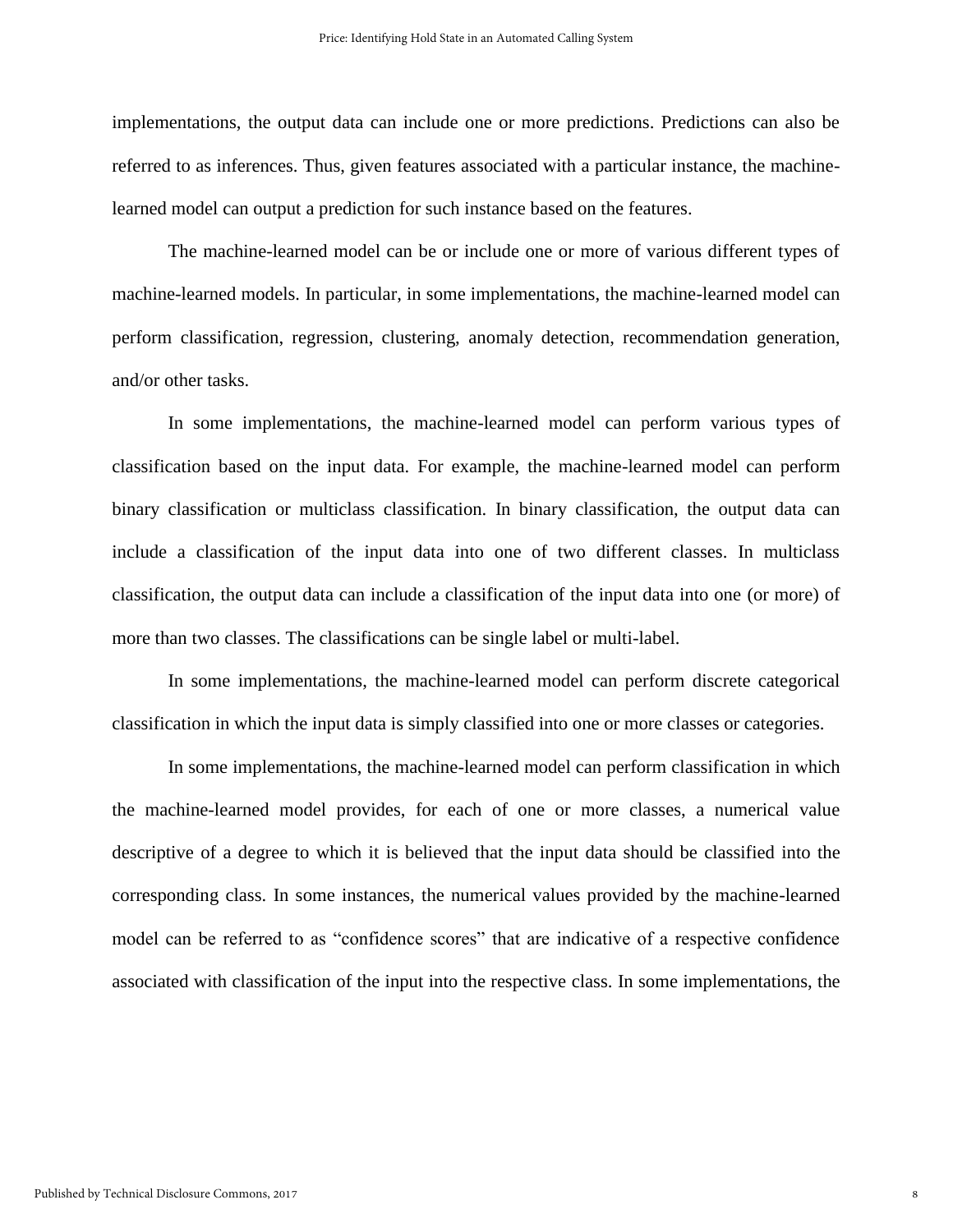implementations, the output data can include one or more predictions. Predictions can also be referred to as inferences. Thus, given features associated with a particular instance, the machine-learned model can output a prediction for such instance based on the features.

The machine-learned model can be or include one or more of various different types of machine-learned models. In particular, in some implementations, the machine-learned model can perform classification, regression, clustering, anomaly detection, recommendation generation, and/or other tasks.

In some implementations, the machine-learned model can perform various types of classification based on the input data. For example, the machine-learned model can perform binary classification or multiclass classification. In binary classification, the output data can include a classification of the input data into one of two different classes. In multiclass classification, the output data can include a classification of the input data into one (or more) of more than two classes. The classifications can be single label or multi-label.

In some implementations, the machine-learned model can perform discrete categorical classification in which the input data is simply classified into one or more classes or categories.

In some implementations, the machine-learned model can perform classification in which the machine-learned model provides, for each of one or more classes, a numerical value descriptive of a degree to which it is believed that the input data should be classified into the corresponding class. In some instances, the numerical values provided by the machine-learned model can be referred to as "confidence scores" that are indicative of a respective confidence associated with classification of the input into the respective class. In some implementations, the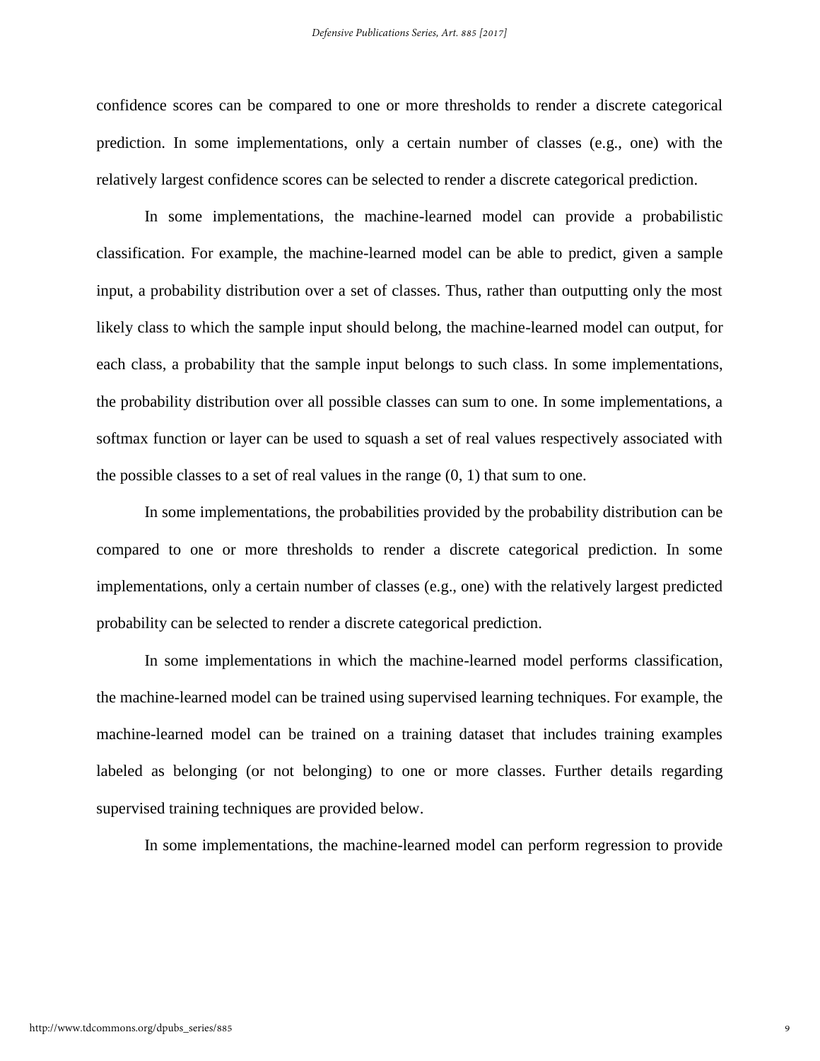confidence scores can be compared to one or more thresholds to render a discrete categorical prediction. In some implementations, only a certain number of classes (e.g., one) with the relatively largest confidence scores can be selected to render a discrete categorical prediction.

In some implementations, the machine-learned model can provide a probabilistic classification. For example, the machine-learned model can be able to predict, given a sample input, a probability distribution over a set of classes. Thus, rather than outputting only the most likely class to which the sample input should belong, the machine-learned model can output, for each class, a probability that the sample input belongs to such class. In some implementations, the probability distribution over all possible classes can sum to one. In some implementations, a softmax function or layer can be used to squash a set of real values respectively associated with the possible classes to a set of real values in the range (0, 1) that sum to one.

In some implementations, the probabilities provided by the probability distribution can be compared to one or more thresholds to render a discrete categorical prediction. In some implementations, only a certain number of classes (e.g., one) with the relatively largest predicted probability can be selected to render a discrete categorical prediction.

In some implementations in which the machine-learned model performs classification, the machine-learned model can be trained using supervised learning techniques. For example, the machine-learned model can be trained on a training dataset that includes training examples labeled as belonging (or not belonging) to one or more classes. Further details regarding supervised training techniques are provided below.

In some implementations, the machine-learned model can perform regression to provide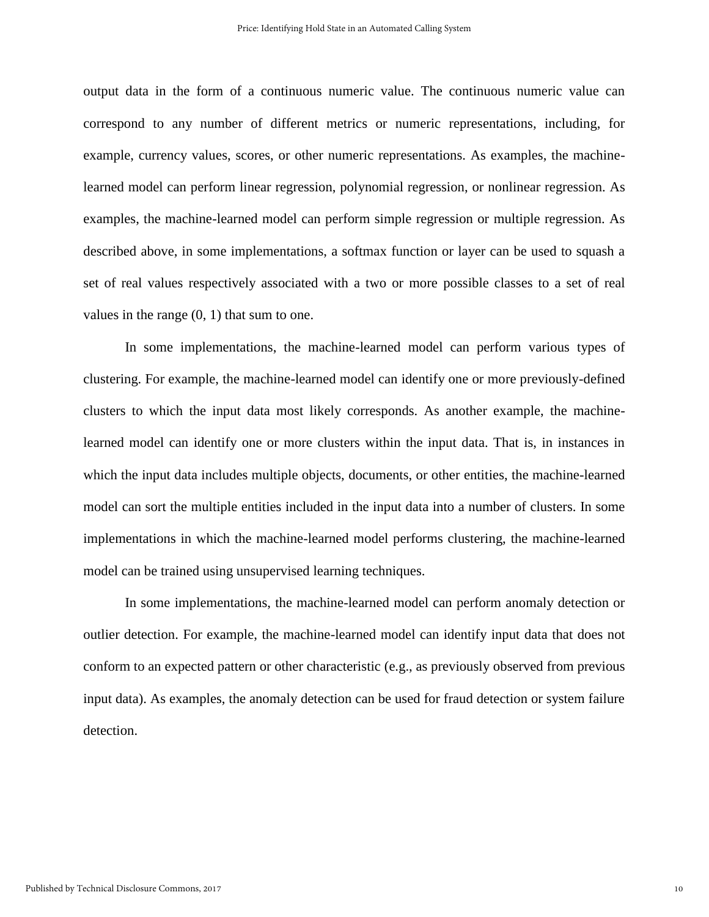output data in the form of a continuous numeric value. The continuous numeric value can correspond to any number of different metrics or numeric representations, including, for example, currency values, scores, or other numeric representations. As examples, the machine-learned model can perform linear regression, polynomial regression, or nonlinear regression. As examples, the machine-learned model can perform simple regression or multiple regression. As described above, in some implementations, a softmax function or layer can be used to squash a set of real values respectively associated with a two or more possible classes to a set of real values in the range (0, 1) that sum to one.

In some implementations, the machine-learned model can perform various types of clustering. For example, the machine-learned model can identify one or more previously-defined clusters to which the input data most likely corresponds. As another example, the machine-learned model can identify one or more clusters within the input data. That is, in instances in which the input data includes multiple objects, documents, or other entities, the machine-learned model can sort the multiple entities included in the input data into a number of clusters. In some implementations in which the machine-learned model performs clustering, the machine-learned model can be trained using unsupervised learning techniques.

In some implementations, the machine-learned model can perform anomaly detection or outlier detection. For example, the machine-learned model can identify input data that does not conform to an expected pattern or other characteristic (e.g., as previously observed from previous input data). As examples, the anomaly detection can be used for fraud detection or system failure detection.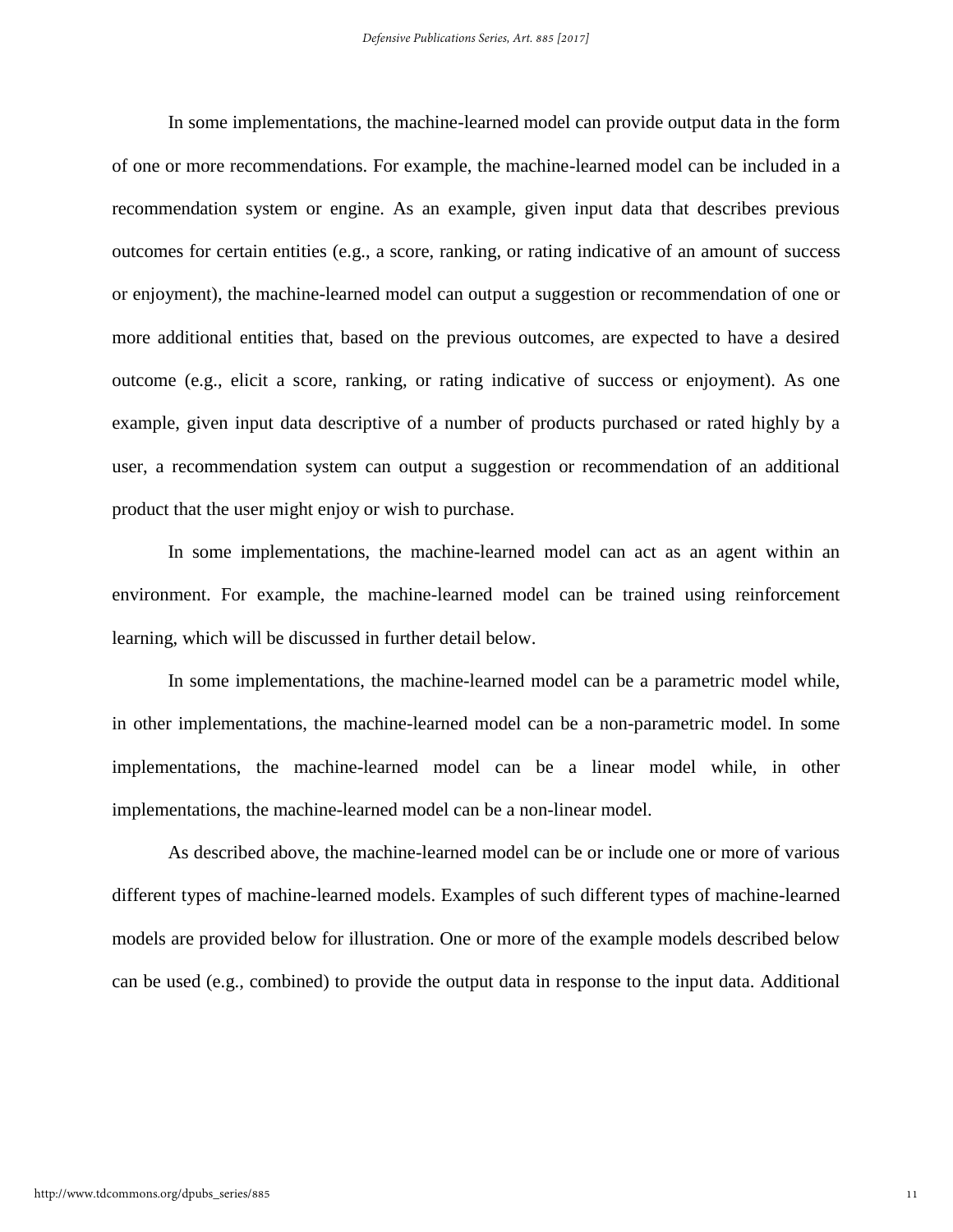In some implementations, the machine-learned model can provide output data in the form of one or more recommendations. For example, the machine-learned model can be included in a recommendation system or engine. As an example, given input data that describes previous outcomes for certain entities (e.g., a score, ranking, or rating indicative of an amount of success or enjoyment), the machine-learned model can output a suggestion or recommendation of one or more additional entities that, based on the previous outcomes, are expected to have a desired outcome (e.g., elicit a score, ranking, or rating indicative of success or enjoyment). As one example, given input data descriptive of a number of products purchased or rated highly by a user, a recommendation system can output a suggestion or recommendation of an additional product that the user might enjoy or wish to purchase.

In some implementations, the machine-learned model can act as an agent within an environment. For example, the machine-learned model can be trained using reinforcement learning, which will be discussed in further detail below.

In some implementations, the machine-learned model can be a parametric model while, in other implementations, the machine-learned model can be a non-parametric model. In some implementations, the machine-learned model can be a linear model while, in other implementations, the machine-learned model can be a non-linear model.

As described above, the machine-learned model can be or include one or more of various different types of machine-learned models. Examples of such different types of machine-learned models are provided below for illustration. One or more of the example models described below can be used (e.g., combined) to provide the output data in response to the input data. Additional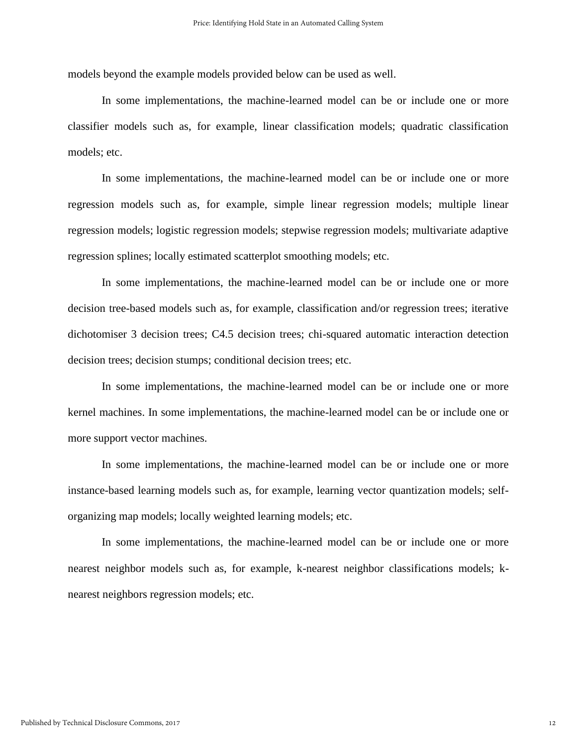models beyond the example models provided below can be used as well.

In some implementations, the machine-learned model can be or include one or more classifier models such as, for example, linear classification models; quadratic classification models; etc.

In some implementations, the machine-learned model can be or include one or more regression models such as, for example, simple linear regression models; multiple linear regression models; logistic regression models; stepwise regression models; multivariate adaptive regression splines; locally estimated scatterplot smoothing models; etc.

In some implementations, the machine-learned model can be or include one or more decision tree-based models such as, for example, classification and/or regression trees; iterative dichotomiser 3 decision trees; C4.5 decision trees; chi-squared automatic interaction detection decision trees; decision stumps; conditional decision trees; etc.

In some implementations, the machine-learned model can be or include one or more kernel machines. In some implementations, the machine-learned model can be or include one or more support vector machines.

In some implementations, the machine-learned model can be or include one or more instance-based learning models such as, for example, learning vector quantization models; self-organizing map models; locally weighted learning models; etc.

In some implementations, the machine-learned model can be or include one or more nearest neighbor models such as, for example, k-nearest neighbor classifications models; k-nearest neighbors regression models; etc.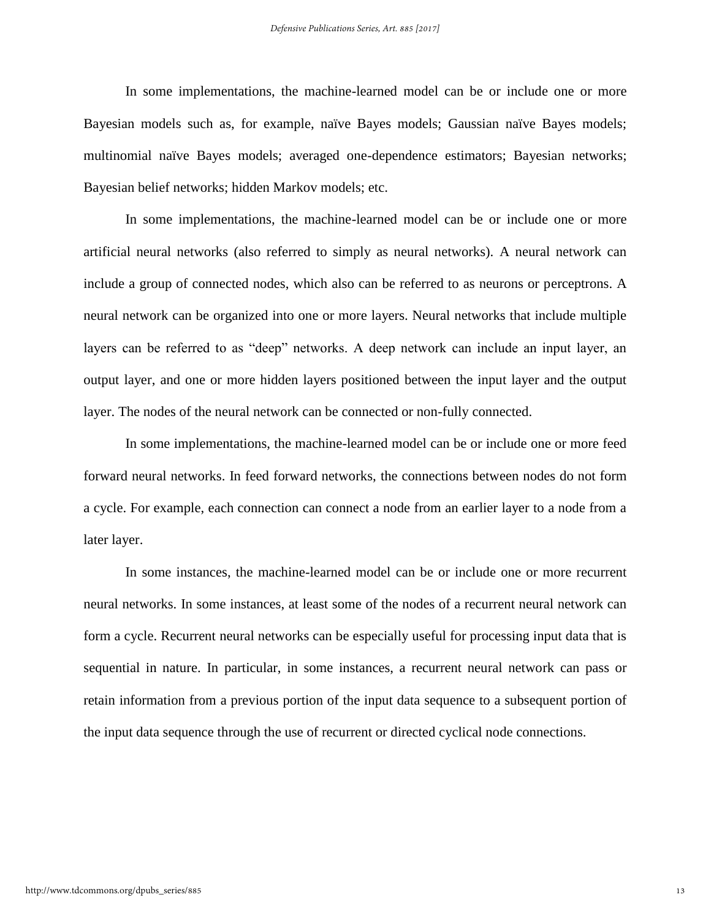In some implementations, the machine-learned model can be or include one or more Bayesian models such as, for example, naïve Bayes models; Gaussian naïve Bayes models; multinomial naïve Bayes models; averaged one-dependence estimators; Bayesian networks; Bayesian belief networks; hidden Markov models; etc.

In some implementations, the machine-learned model can be or include one or more artificial neural networks (also referred to simply as neural networks). A neural network can include a group of connected nodes, which also can be referred to as neurons or perceptrons. A neural network can be organized into one or more layers. Neural networks that include multiple layers can be referred to as "deep" networks. A deep network can include an input layer, an output layer, and one or more hidden layers positioned between the input layer and the output layer. The nodes of the neural network can be connected or non-fully connected.

In some implementations, the machine-learned model can be or include one or more feed forward neural networks. In feed forward networks, the connections between nodes do not form a cycle. For example, each connection can connect a node from an earlier layer to a node from a later layer.

In some instances, the machine-learned model can be or include one or more recurrent neural networks. In some instances, at least some of the nodes of a recurrent neural network can form a cycle. Recurrent neural networks can be especially useful for processing input data that is sequential in nature. In particular, in some instances, a recurrent neural network can pass or retain information from a previous portion of the input data sequence to a subsequent portion of the input data sequence through the use of recurrent or directed cyclical node connections.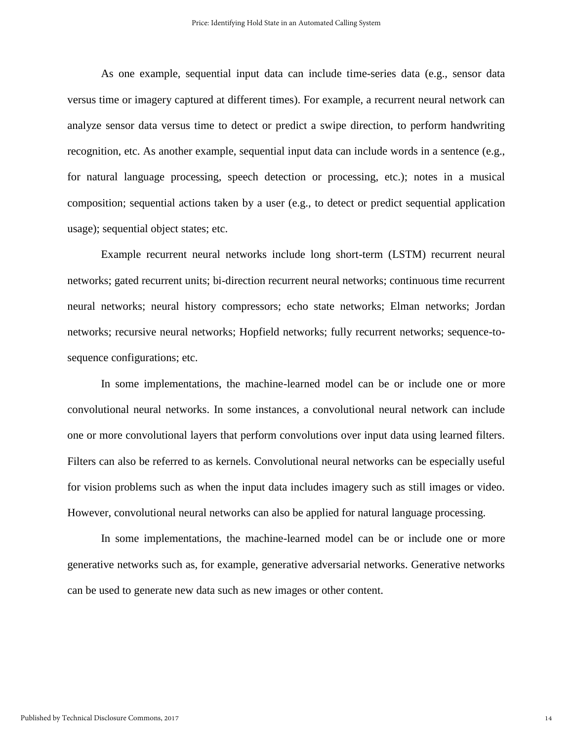As one example, sequential input data can include time-series data (e.g., sensor data versus time or imagery captured at different times). For example, a recurrent neural network can analyze sensor data versus time to detect or predict a swipe direction, to perform handwriting recognition, etc. As another example, sequential input data can include words in a sentence (e.g., for natural language processing, speech detection or processing, etc.); notes in a musical composition; sequential actions taken by a user (e.g., to detect or predict sequential application usage); sequential object states; etc.

Example recurrent neural networks include long short-term (LSTM) recurrent neural networks; gated recurrent units; bi-direction recurrent neural networks; continuous time recurrent neural networks; neural history compressors; echo state networks; Elman networks; Jordan networks; recursive neural networks; Hopfield networks; fully recurrent networks; sequence-to-sequence configurations; etc.

In some implementations, the machine-learned model can be or include one or more convolutional neural networks. In some instances, a convolutional neural network can include one or more convolutional layers that perform convolutions over input data using learned filters. Filters can also be referred to as kernels. Convolutional neural networks can be especially useful for vision problems such as when the input data includes imagery such as still images or video. However, convolutional neural networks can also be applied for natural language processing.

In some implementations, the machine-learned model can be or include one or more generative networks such as, for example, generative adversarial networks. Generative networks can be used to generate new data such as new images or other content.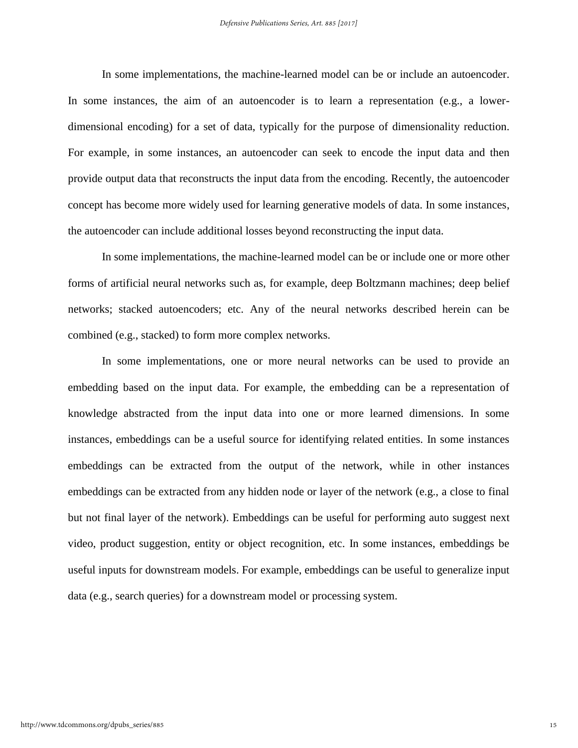In some implementations, the machine-learned model can be or include an autoencoder. In some instances, the aim of an autoencoder is to learn a representation (e.g., a lower-dimensional encoding) for a set of data, typically for the purpose of dimensionality reduction. For example, in some instances, an autoencoder can seek to encode the input data and then provide output data that reconstructs the input data from the encoding. Recently, the autoencoder concept has become more widely used for learning generative models of data. In some instances, the autoencoder can include additional losses beyond reconstructing the input data.

In some implementations, the machine-learned model can be or include one or more other forms of artificial neural networks such as, for example, deep Boltzmann machines; deep belief networks; stacked autoencoders; etc. Any of the neural networks described herein can be combined (e.g., stacked) to form more complex networks.

In some implementations, one or more neural networks can be used to provide an embedding based on the input data. For example, the embedding can be a representation of knowledge abstracted from the input data into one or more learned dimensions. In some instances, embeddings can be a useful source for identifying related entities. In some instances embeddings can be extracted from the output of the network, while in other instances embeddings can be extracted from any hidden node or layer of the network (e.g., a close to final but not final layer of the network). Embeddings can be useful for performing auto suggest next video, product suggestion, entity or object recognition, etc. In some instances, embeddings be useful inputs for downstream models. For example, embeddings can be useful to generalize input data (e.g., search queries) for a downstream model or processing system.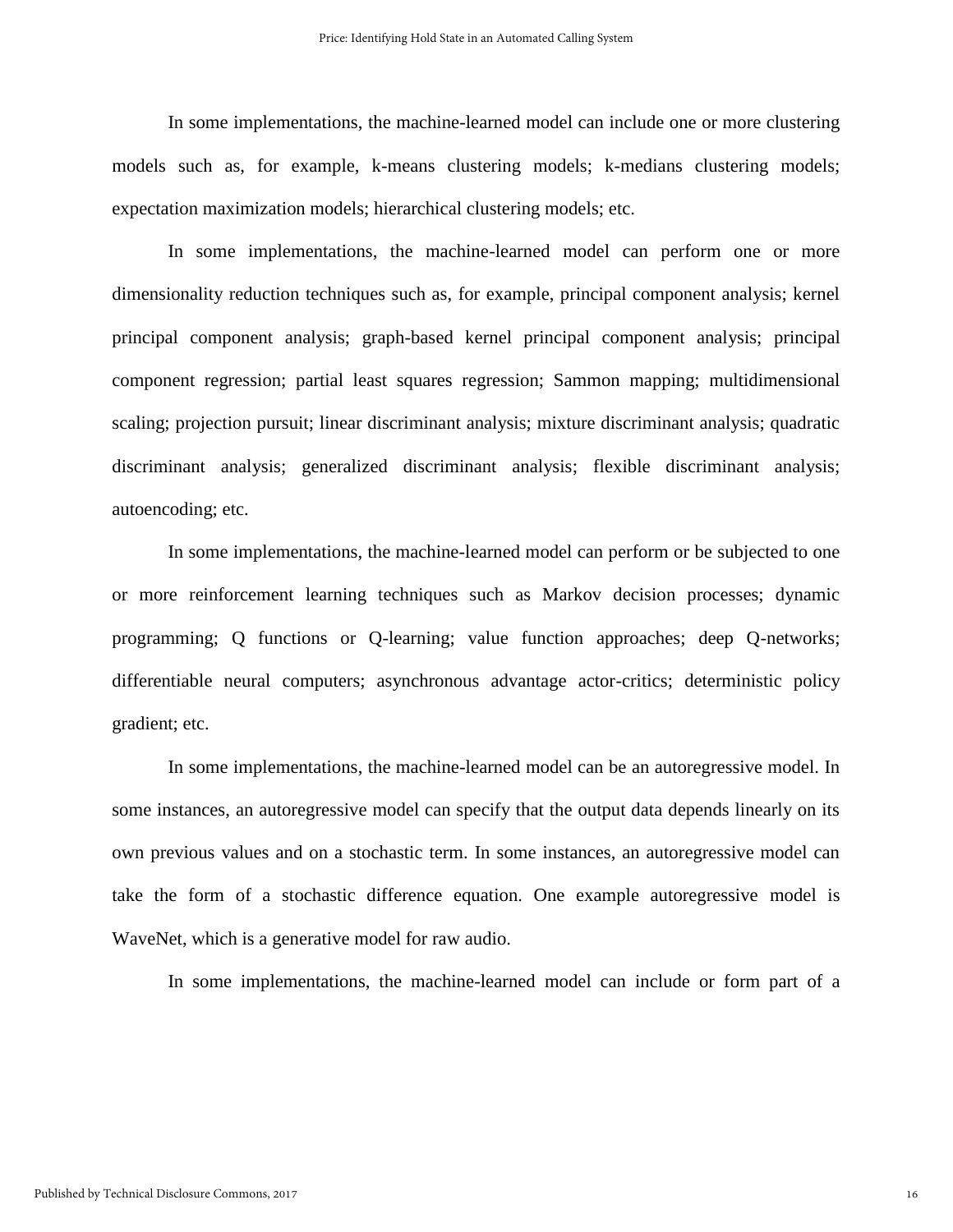In some implementations, the machine-learned model can include one or more clustering models such as, for example, k-means clustering models; k-medians clustering models; expectation maximization models; hierarchical clustering models; etc.

In some implementations, the machine-learned model can perform one or more dimensionality reduction techniques such as, for example, principal component analysis; kernel principal component analysis; graph-based kernel principal component analysis; principal component regression; partial least squares regression; Sammon mapping; multidimensional scaling; projection pursuit; linear discriminant analysis; mixture discriminant analysis; quadratic discriminant analysis; generalized discriminant analysis; flexible discriminant analysis; autoencoding; etc.

In some implementations, the machine-learned model can perform or be subjected to one or more reinforcement learning techniques such as Markov decision processes; dynamic programming; Q functions or Q-learning; value function approaches; deep Q-networks; differentiable neural computers; asynchronous advantage actor-critics; deterministic policy gradient; etc.

In some implementations, the machine-learned model can be an autoregressive model. In some instances, an autoregressive model can specify that the output data depends linearly on its own previous values and on a stochastic term. In some instances, an autoregressive model can take the form of a stochastic difference equation. One example autoregressive model is WaveNet, which is a generative model for raw audio.

In some implementations, the machine-learned model can include or form part of a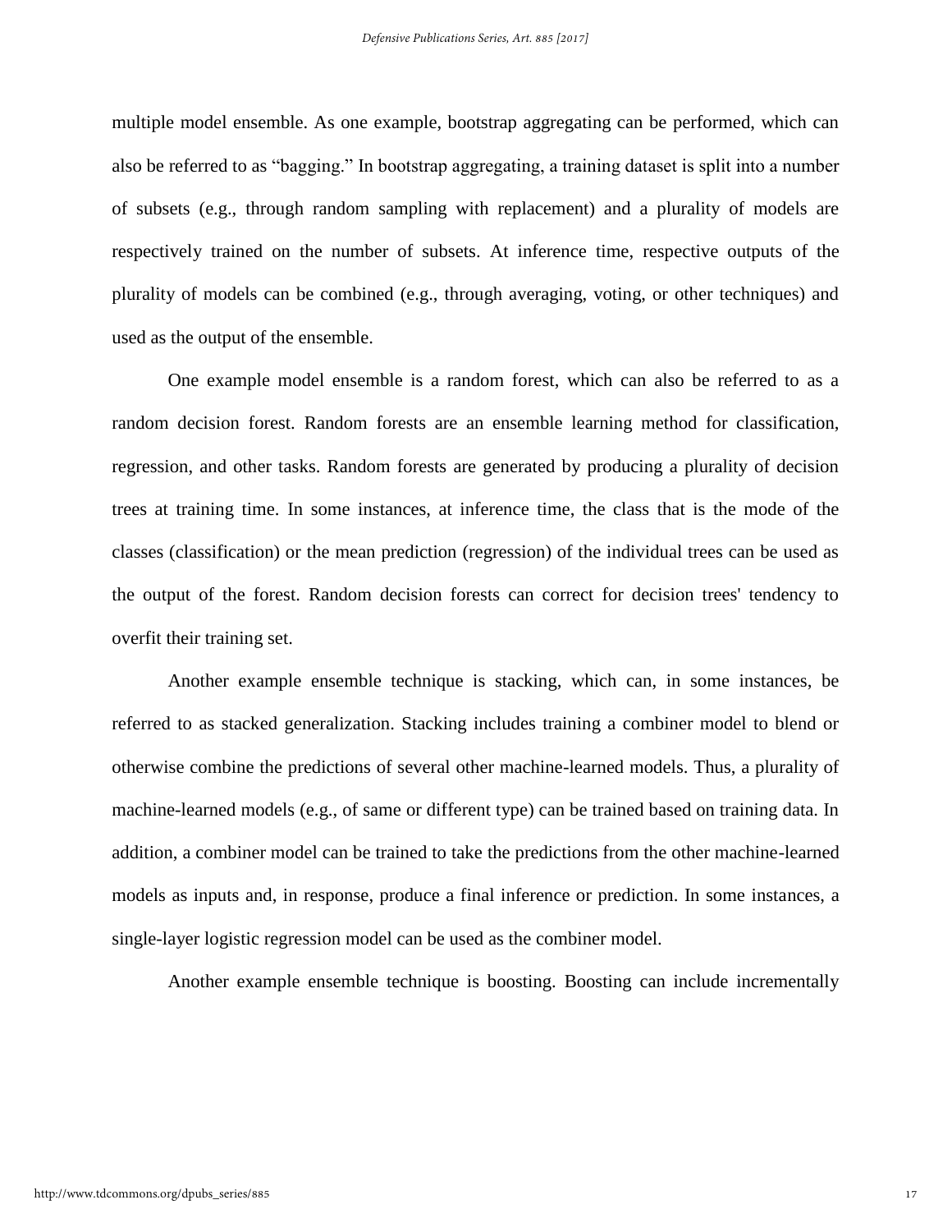multiple model ensemble. As one example, bootstrap aggregating can be performed, which can also be referred to as "bagging." In bootstrap aggregating, a training dataset is split into a number of subsets (e.g., through random sampling with replacement) and a plurality of models are respectively trained on the number of subsets. At inference time, respective outputs of the plurality of models can be combined (e.g., through averaging, voting, or other techniques) and used as the output of the ensemble.

One example model ensemble is a random forest, which can also be referred to as a random decision forest. Random forests are an ensemble learning method for classification, regression, and other tasks. Random forests are generated by producing a plurality of decision trees at training time. In some instances, at inference time, the class that is the mode of the classes (classification) or the mean prediction (regression) of the individual trees can be used as the output of the forest. Random decision forests can correct for decision trees' tendency to overfit their training set.

Another example ensemble technique is stacking, which can, in some instances, be referred to as stacked generalization. Stacking includes training a combiner model to blend or otherwise combine the predictions of several other machine-learned models. Thus, a plurality of machine-learned models (e.g., of same or different type) can be trained based on training data. In addition, a combiner model can be trained to take the predictions from the other machine-learned models as inputs and, in response, produce a final inference or prediction. In some instances, a single-layer logistic regression model can be used as the combiner model.

Another example ensemble technique is boosting. Boosting can include incrementally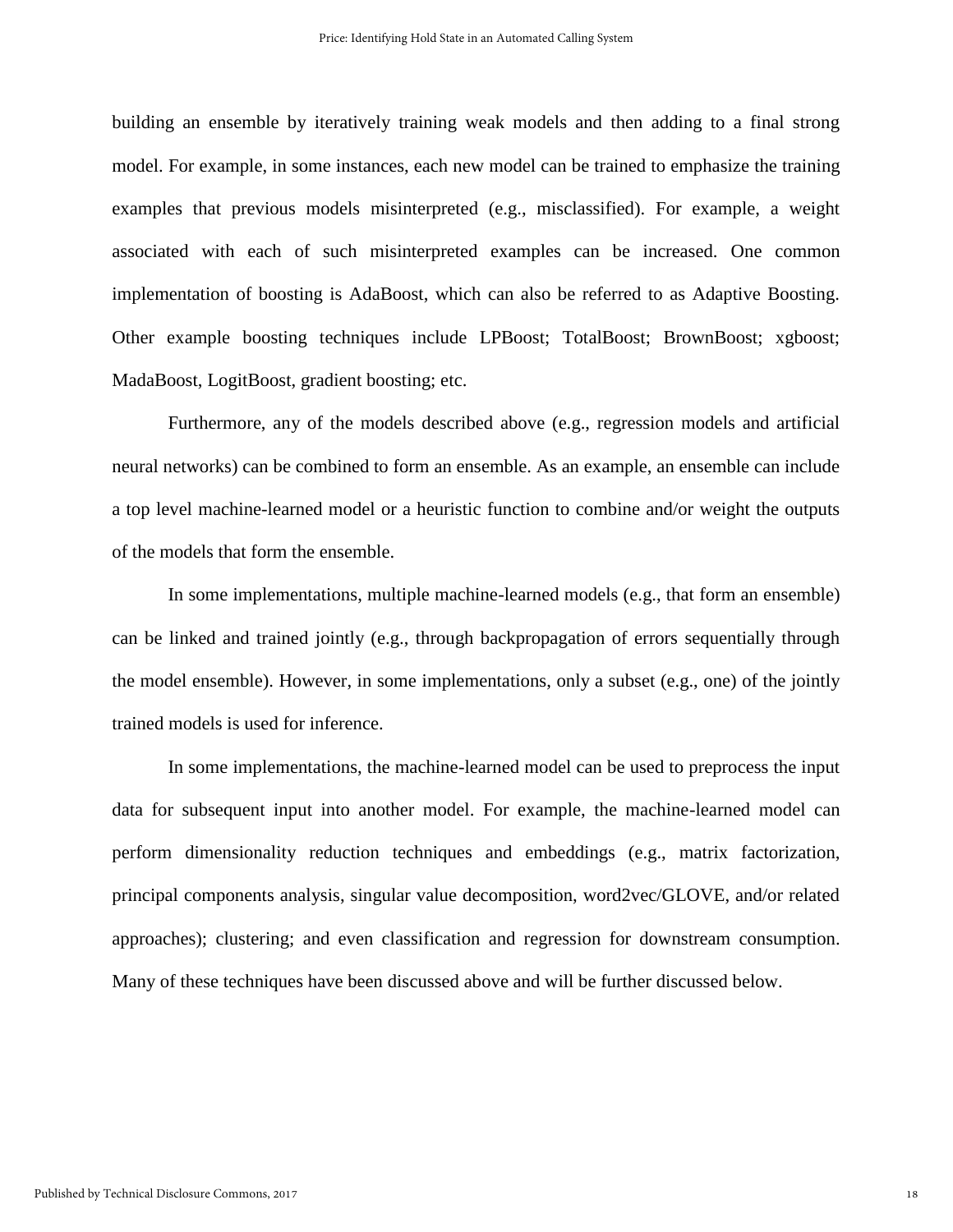building an ensemble by iteratively training weak models and then adding to a final strong model. For example, in some instances, each new model can be trained to emphasize the training examples that previous models misinterpreted (e.g., misclassified). For example, a weight associated with each of such misinterpreted examples can be increased. One common implementation of boosting is AdaBoost, which can also be referred to as Adaptive Boosting. Other example boosting techniques include LPBoost; TotalBoost; BrownBoost; xgboost; MadaBoost, LogitBoost, gradient boosting; etc.

Furthermore, any of the models described above (e.g., regression models and artificial neural networks) can be combined to form an ensemble. As an example, an ensemble can include a top level machine-learned model or a heuristic function to combine and/or weight the outputs of the models that form the ensemble.

In some implementations, multiple machine-learned models (e.g., that form an ensemble) can be linked and trained jointly (e.g., through backpropagation of errors sequentially through the model ensemble). However, in some implementations, only a subset (e.g., one) of the jointly trained models is used for inference.

In some implementations, the machine-learned model can be used to preprocess the input data for subsequent input into another model. For example, the machine-learned model can perform dimensionality reduction techniques and embeddings (e.g., matrix factorization, principal components analysis, singular value decomposition, word2vec/GLOVE, and/or related approaches); clustering; and even classification and regression for downstream consumption. Many of these techniques have been discussed above and will be further discussed below.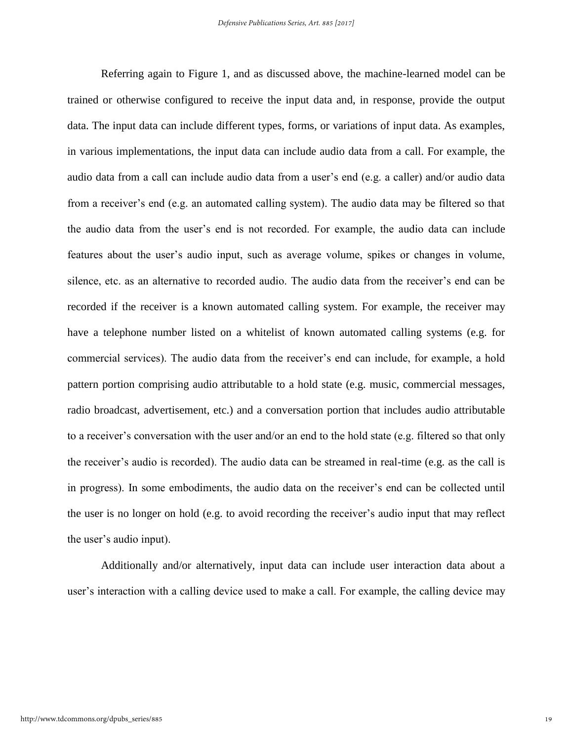Referring again to Figure 1, and as discussed above, the machine-learned model can be trained or otherwise configured to receive the input data and, in response, provide the output data. The input data can include different types, forms, or variations of input data. As examples, in various implementations, the input data can include audio data from a call. For example, the audio data from a call can include audio data from a user's end (e.g. a caller) and/or audio data from a receiver's end (e.g. an automated calling system). The audio data may be filtered so that the audio data from the user's end is not recorded. For example, the audio data can include features about the user's audio input, such as average volume, spikes or changes in volume, silence, etc. as an alternative to recorded audio. The audio data from the receiver's end can be recorded if the receiver is a known automated calling system. For example, the receiver may have a telephone number listed on a whitelist of known automated calling systems (e.g. for commercial services). The audio data from the receiver's end can include, for example, a hold pattern portion comprising audio attributable to a hold state (e.g. music, commercial messages, radio broadcast, advertisement, etc.) and a conversation portion that includes audio attributable to a receiver's conversation with the user and/or an end to the hold state (e.g. filtered so that only the receiver's audio is recorded). The audio data can be streamed in real-time (e.g. as the call is in progress). In some embodiments, the audio data on the receiver's end can be collected until the user is no longer on hold (e.g. to avoid recording the receiver's audio input that may reflect the user's audio input).

Additionally and/or alternatively, input data can include user interaction data about a user's interaction with a calling device used to make a call. For example, the calling device may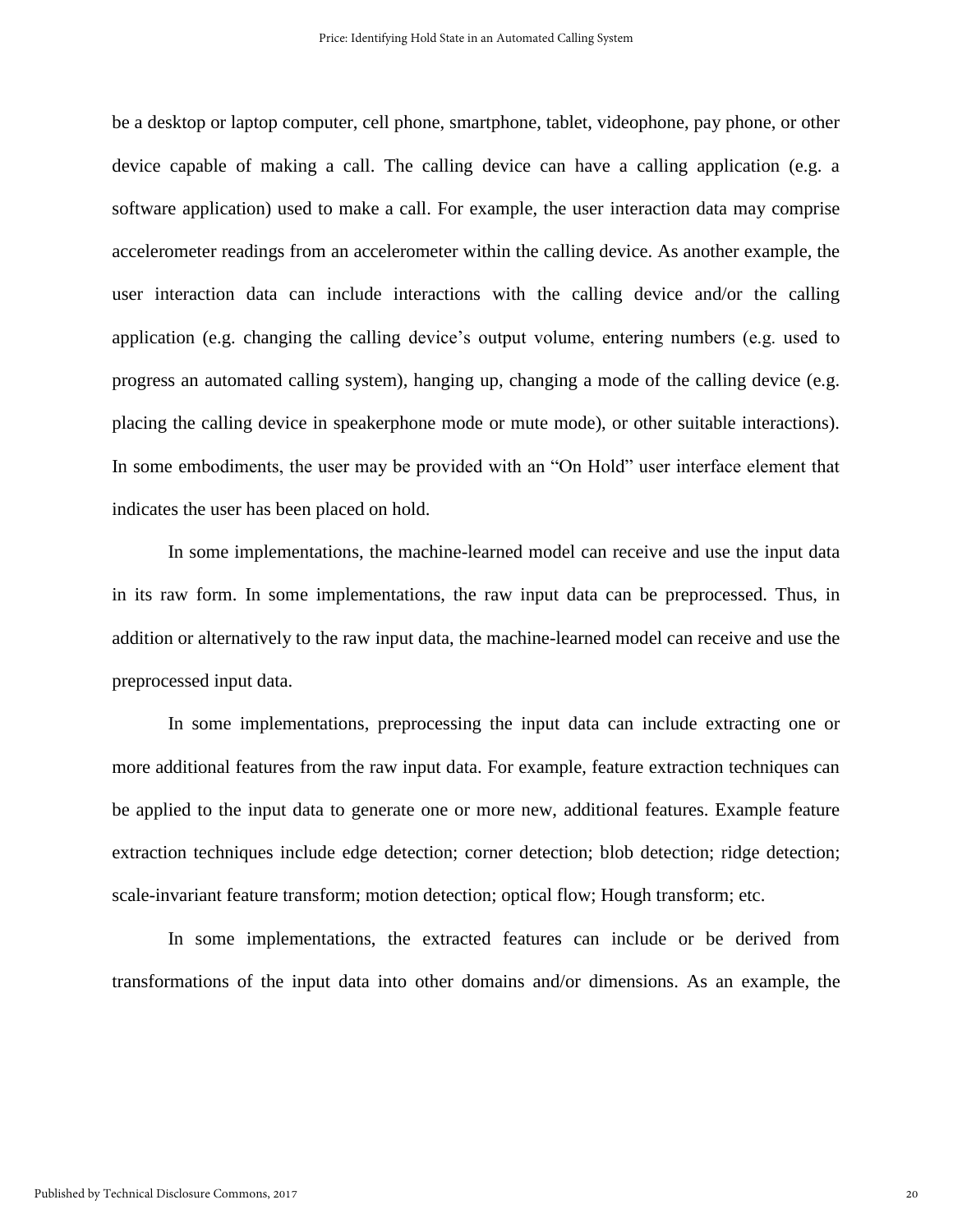be a desktop or laptop computer, cell phone, smartphone, tablet, videophone, pay phone, or other device capable of making a call. The calling device can have a calling application (e.g. a software application) used to make a call. For example, the user interaction data may comprise accelerometer readings from an accelerometer within the calling device. As another example, the user interaction data can include interactions with the calling device and/or the calling application (e.g. changing the calling device's output volume, entering numbers (e.g. used to progress an automated calling system), hanging up, changing a mode of the calling device (e.g. placing the calling device in speakerphone mode or mute mode), or other suitable interactions). In some embodiments, the user may be provided with an "On Hold" user interface element that indicates the user has been placed on hold.

In some implementations, the machine-learned model can receive and use the input data in its raw form. In some implementations, the raw input data can be preprocessed. Thus, in addition or alternatively to the raw input data, the machine-learned model can receive and use the preprocessed input data.

In some implementations, preprocessing the input data can include extracting one or more additional features from the raw input data. For example, feature extraction techniques can be applied to the input data to generate one or more new, additional features. Example feature extraction techniques include edge detection; corner detection; blob detection; ridge detection; scale-invariant feature transform; motion detection; optical flow; Hough transform; etc.

In some implementations, the extracted features can include or be derived from transformations of the input data into other domains and/or dimensions. As an example, the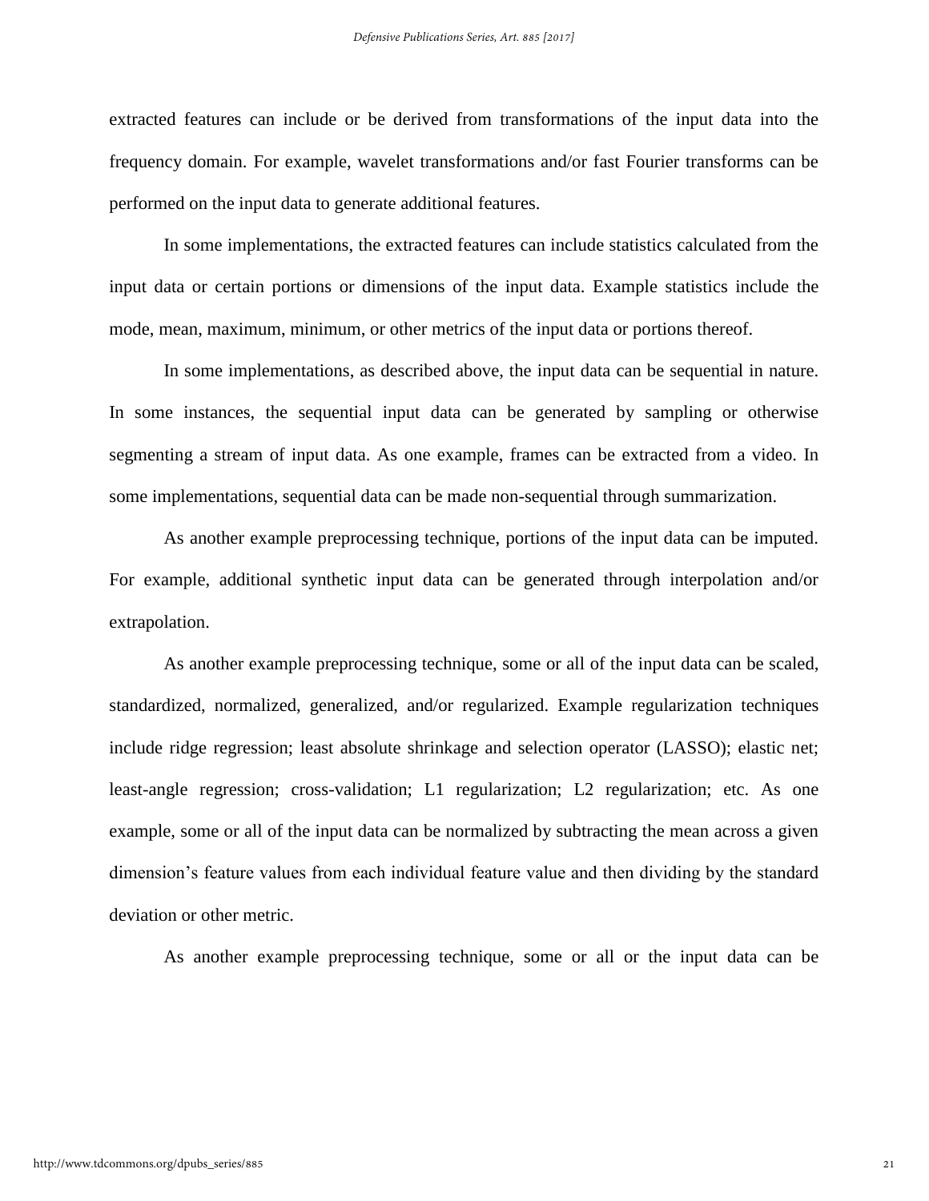extracted features can include or be derived from transformations of the input data into the frequency domain. For example, wavelet transformations and/or fast Fourier transforms can be performed on the input data to generate additional features.

In some implementations, the extracted features can include statistics calculated from the input data or certain portions or dimensions of the input data. Example statistics include the mode, mean, maximum, minimum, or other metrics of the input data or portions thereof.

In some implementations, as described above, the input data can be sequential in nature. In some instances, the sequential input data can be generated by sampling or otherwise segmenting a stream of input data. As one example, frames can be extracted from a video. In some implementations, sequential data can be made non-sequential through summarization.

As another example preprocessing technique, portions of the input data can be imputed. For example, additional synthetic input data can be generated through interpolation and/or extrapolation.

As another example preprocessing technique, some or all of the input data can be scaled, standardized, normalized, generalized, and/or regularized. Example regularization techniques include ridge regression; least absolute shrinkage and selection operator (LASSO); elastic net; least-angle regression; cross-validation; L1 regularization; L2 regularization; etc. As one example, some or all of the input data can be normalized by subtracting the mean across a given dimension's feature values from each individual feature value and then dividing by the standard deviation or other metric.

As another example preprocessing technique, some or all or the input data can be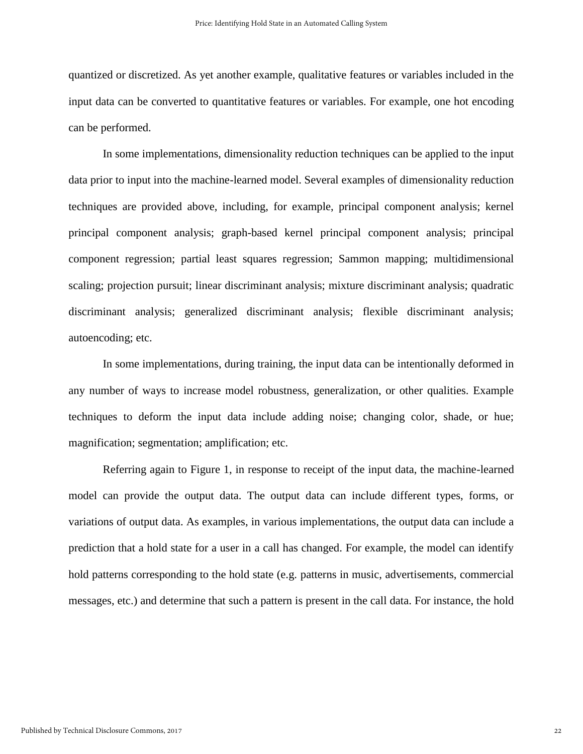quantized or discretized. As yet another example, qualitative features or variables included in the input data can be converted to quantitative features or variables. For example, one hot encoding can be performed.

In some implementations, dimensionality reduction techniques can be applied to the input data prior to input into the machine-learned model. Several examples of dimensionality reduction techniques are provided above, including, for example, principal component analysis; kernel principal component analysis; graph-based kernel principal component analysis; principal component regression; partial least squares regression; Sammon mapping; multidimensional scaling; projection pursuit; linear discriminant analysis; mixture discriminant analysis; quadratic discriminant analysis; generalized discriminant analysis; flexible discriminant analysis; autoencoding; etc.

In some implementations, during training, the input data can be intentionally deformed in any number of ways to increase model robustness, generalization, or other qualities. Example techniques to deform the input data include adding noise; changing color, shade, or hue; magnification; segmentation; amplification; etc.

Referring again to Figure 1, in response to receipt of the input data, the machine-learned model can provide the output data. The output data can include different types, forms, or variations of output data. As examples, in various implementations, the output data can include a prediction that a hold state for a user in a call has changed. For example, the model can identify hold patterns corresponding to the hold state (e.g. patterns in music, advertisements, commercial messages, etc.) and determine that such a pattern is present in the call data. For instance, the hold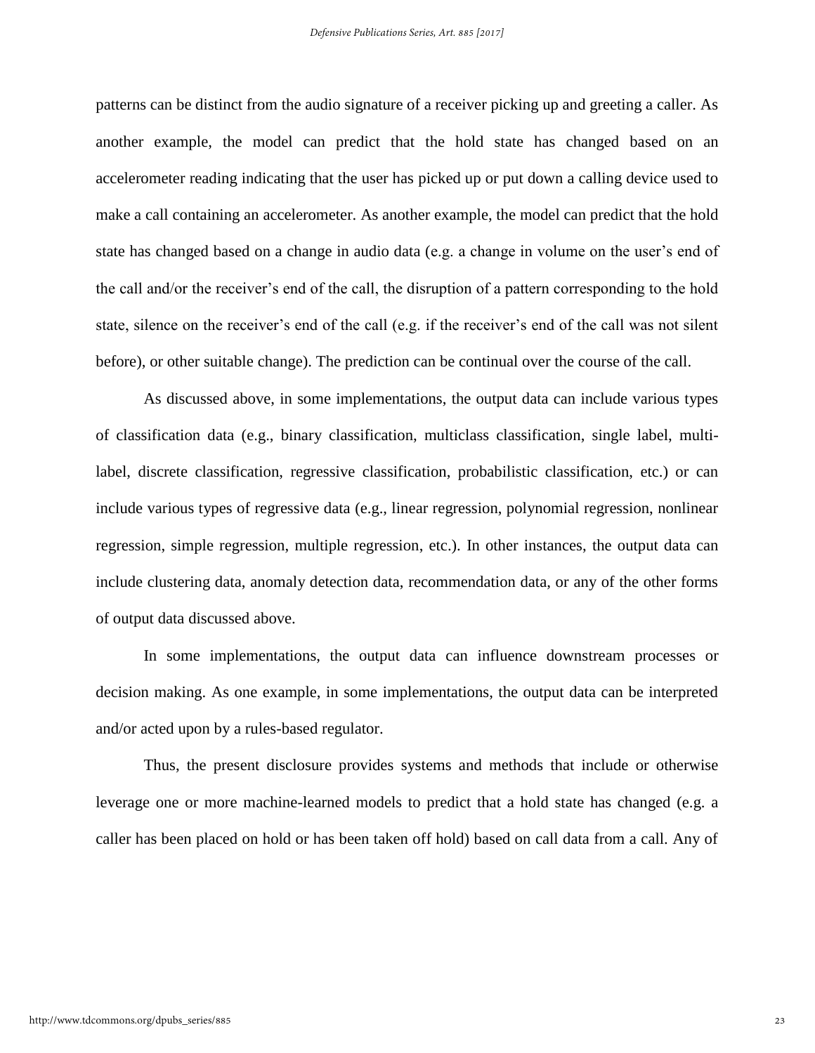patterns can be distinct from the audio signature of a receiver picking up and greeting a caller. As another example, the model can predict that the hold state has changed based on an accelerometer reading indicating that the user has picked up or put down a calling device used to make a call containing an accelerometer. As another example, the model can predict that the hold state has changed based on a change in audio data (e.g. a change in volume on the user's end of the call and/or the receiver's end of the call, the disruption of a pattern corresponding to the hold state, silence on the receiver's end of the call (e.g. if the receiver's end of the call was not silent before), or other suitable change). The prediction can be continual over the course of the call.

As discussed above, in some implementations, the output data can include various types of classification data (e.g., binary classification, multiclass classification, single label, multi-label, discrete classification, regressive classification, probabilistic classification, etc.) or can include various types of regressive data (e.g., linear regression, polynomial regression, nonlinear regression, simple regression, multiple regression, etc.). In other instances, the output data can include clustering data, anomaly detection data, recommendation data, or any of the other forms of output data discussed above.

In some implementations, the output data can influence downstream processes or decision making. As one example, in some implementations, the output data can be interpreted and/or acted upon by a rules-based regulator.

Thus, the present disclosure provides systems and methods that include or otherwise leverage one or more machine-learned models to predict that a hold state has changed (e.g. a caller has been placed on hold or has been taken off hold) based on call data from a call. Any of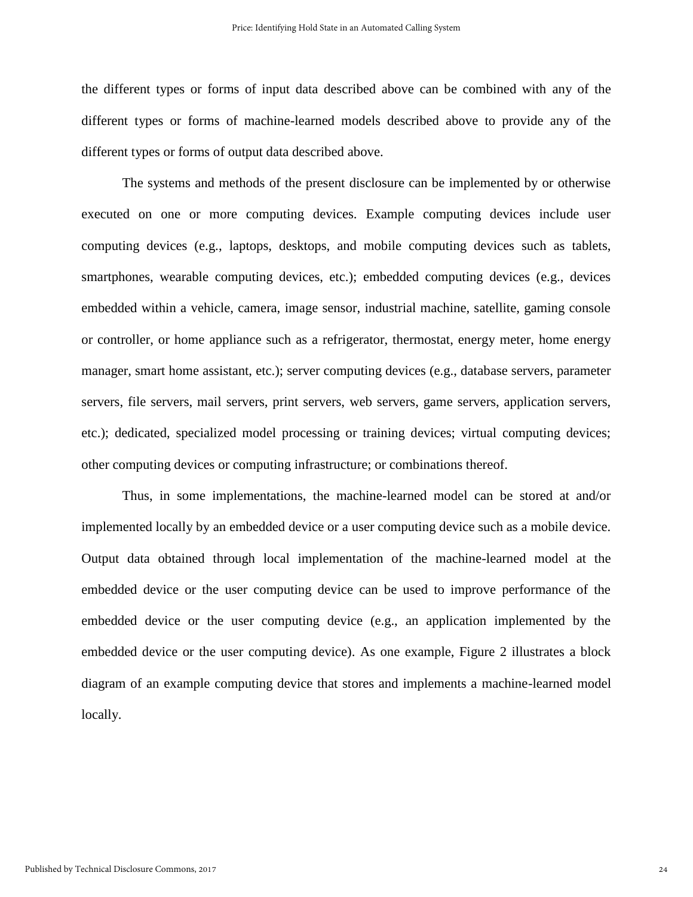the different types or forms of input data described above can be combined with any of the different types or forms of machine-learned models described above to provide any of the different types or forms of output data described above.

The systems and methods of the present disclosure can be implemented by or otherwise executed on one or more computing devices. Example computing devices include user computing devices (e.g., laptops, desktops, and mobile computing devices such as tablets, smartphones, wearable computing devices, etc.); embedded computing devices (e.g., devices embedded within a vehicle, camera, image sensor, industrial machine, satellite, gaming console or controller, or home appliance such as a refrigerator, thermostat, energy meter, home energy manager, smart home assistant, etc.); server computing devices (e.g., database servers, parameter servers, file servers, mail servers, print servers, web servers, game servers, application servers, etc.); dedicated, specialized model processing or training devices; virtual computing devices; other computing devices or computing infrastructure; or combinations thereof.

Thus, in some implementations, the machine-learned model can be stored at and/or implemented locally by an embedded device or a user computing device such as a mobile device. Output data obtained through local implementation of the machine-learned model at the embedded device or the user computing device can be used to improve performance of the embedded device or the user computing device (e.g., an application implemented by the embedded device or the user computing device). As one example, Figure 2 illustrates a block diagram of an example computing device that stores and implements a machine-learned model locally.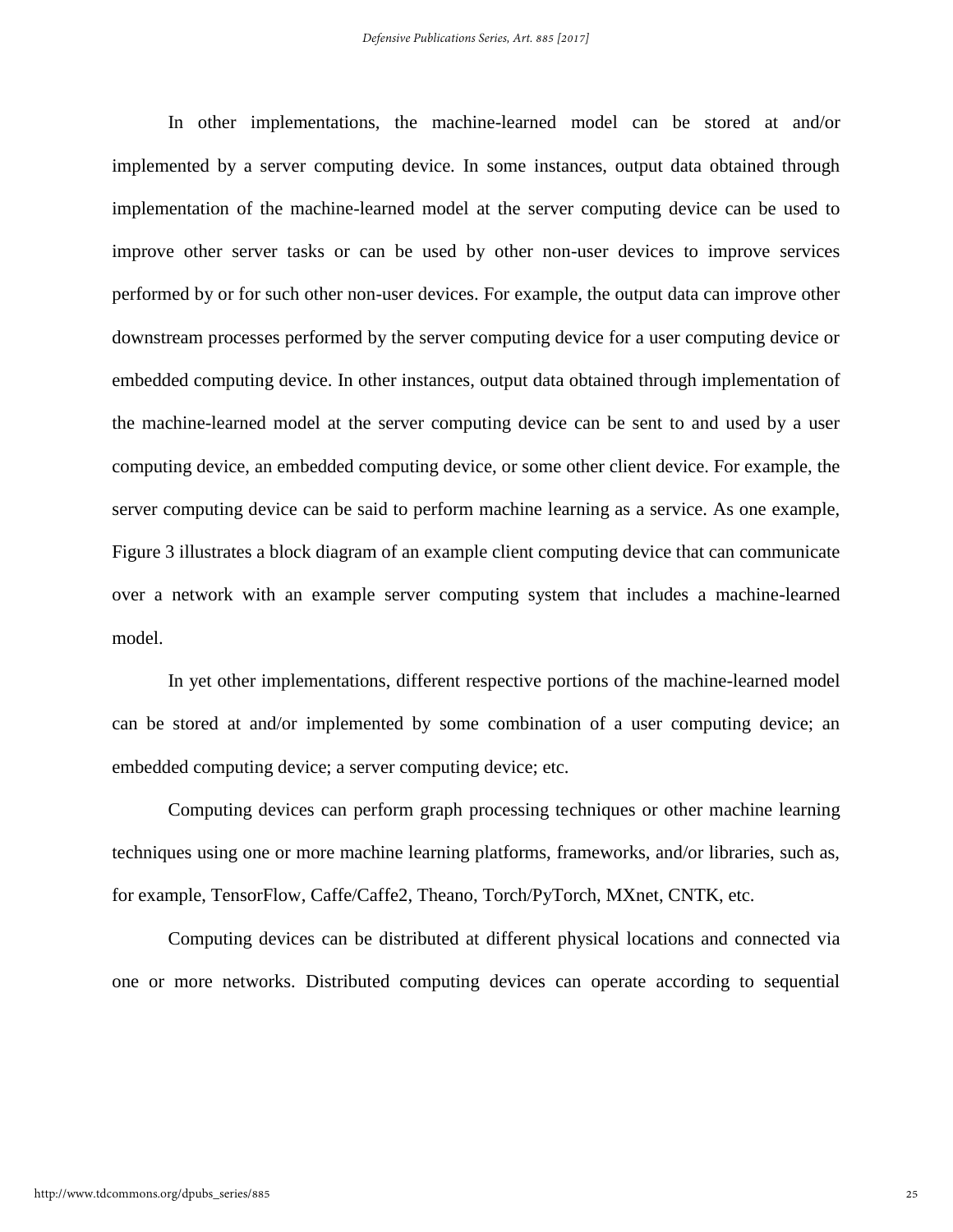In other implementations, the machine-learned model can be stored at and/or implemented by a server computing device. In some instances, output data obtained through implementation of the machine-learned model at the server computing device can be used to improve other server tasks or can be used by other non-user devices to improve services performed by or for such other non-user devices. For example, the output data can improve other downstream processes performed by the server computing device for a user computing device or embedded computing device. In other instances, output data obtained through implementation of the machine-learned model at the server computing device can be sent to and used by a user computing device, an embedded computing device, or some other client device. For example, the server computing device can be said to perform machine learning as a service. As one example, Figure 3 illustrates a block diagram of an example client computing device that can communicate over a network with an example server computing system that includes a machine-learned model.

In yet other implementations, different respective portions of the machine-learned model can be stored at and/or implemented by some combination of a user computing device; an embedded computing device; a server computing device; etc.

Computing devices can perform graph processing techniques or other machine learning techniques using one or more machine learning platforms, frameworks, and/or libraries, such as, for example, TensorFlow, Caffe/Caffe2, Theano, Torch/PyTorch, MXnet, CNTK, etc.

Computing devices can be distributed at different physical locations and connected via one or more networks. Distributed computing devices can operate according to sequential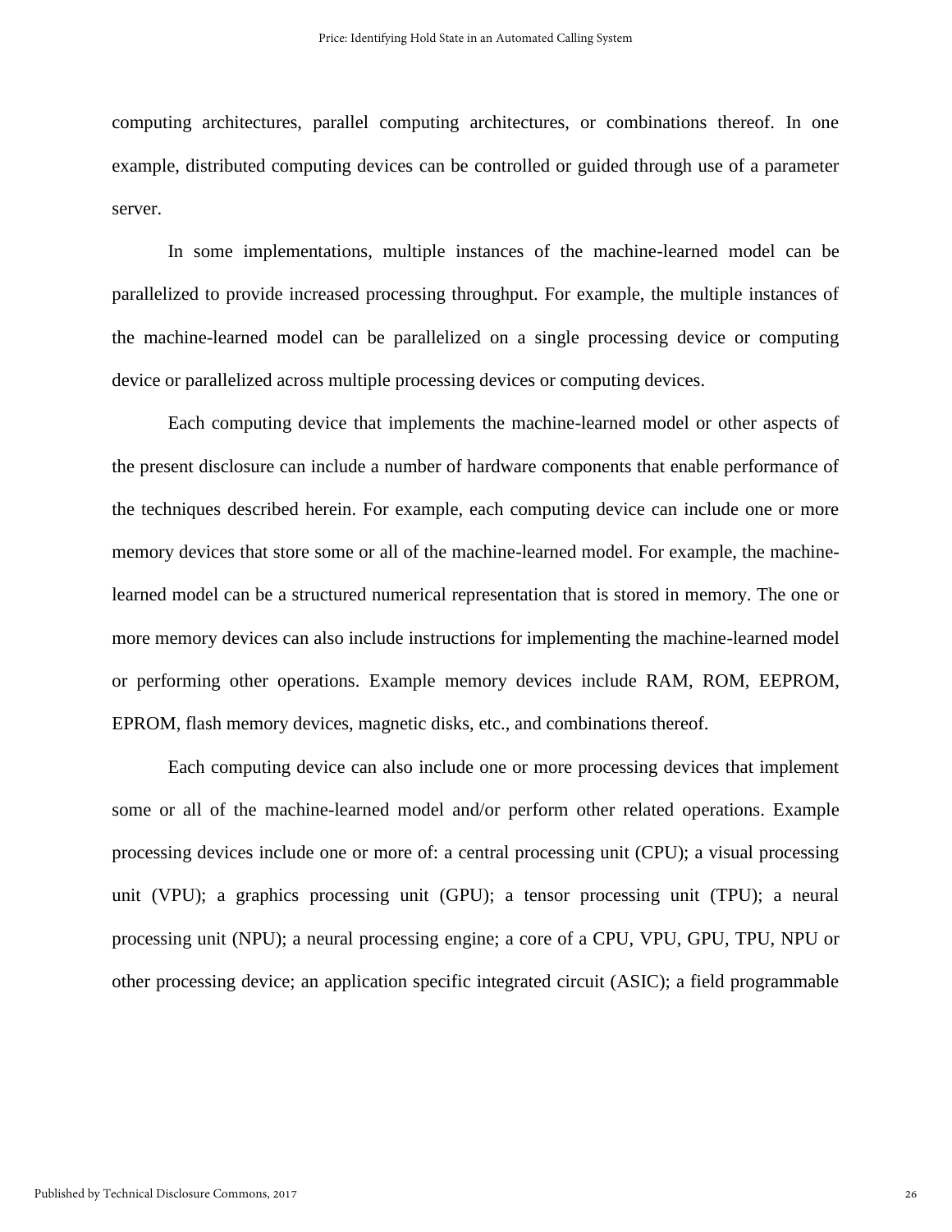computing architectures, parallel computing architectures, or combinations thereof. In one example, distributed computing devices can be controlled or guided through use of a parameter server.

In some implementations, multiple instances of the machine-learned model can be parallelized to provide increased processing throughput. For example, the multiple instances of the machine-learned model can be parallelized on a single processing device or computing device or parallelized across multiple processing devices or computing devices.

Each computing device that implements the machine-learned model or other aspects of the present disclosure can include a number of hardware components that enable performance of the techniques described herein. For example, each computing device can include one or more memory devices that store some or all of the machine-learned model. For example, the machine-learned model can be a structured numerical representation that is stored in memory. The one or more memory devices can also include instructions for implementing the machine-learned model or performing other operations. Example memory devices include RAM, ROM, EEPROM, EPROM, flash memory devices, magnetic disks, etc., and combinations thereof.

Each computing device can also include one or more processing devices that implement some or all of the machine-learned model and/or perform other related operations. Example processing devices include one or more of: a central processing unit (CPU); a visual processing unit (VPU); a graphics processing unit (GPU); a tensor processing unit (TPU); a neural processing unit (NPU); a neural processing engine; a core of a CPU, VPU, GPU, TPU, NPU or other processing device; an application specific integrated circuit (ASIC); a field programmable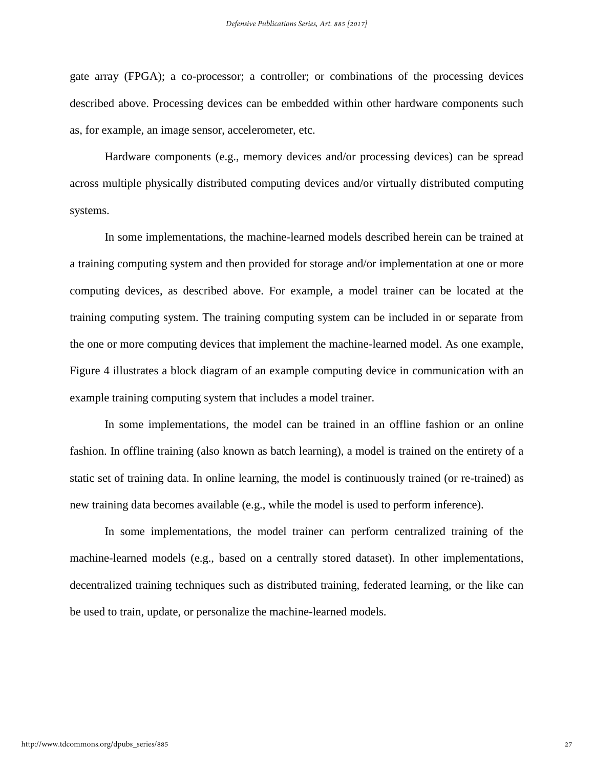gate array (FPGA); a co-processor; a controller; or combinations of the processing devices described above. Processing devices can be embedded within other hardware components such as, for example, an image sensor, accelerometer, etc.

Hardware components (e.g., memory devices and/or processing devices) can be spread across multiple physically distributed computing devices and/or virtually distributed computing systems.

In some implementations, the machine-learned models described herein can be trained at a training computing system and then provided for storage and/or implementation at one or more computing devices, as described above. For example, a model trainer can be located at the training computing system. The training computing system can be included in or separate from the one or more computing devices that implement the machine-learned model. As one example, Figure 4 illustrates a block diagram of an example computing device in communication with an example training computing system that includes a model trainer.

In some implementations, the model can be trained in an offline fashion or an online fashion. In offline training (also known as batch learning), a model is trained on the entirety of a static set of training data. In online learning, the model is continuously trained (or re-trained) as new training data becomes available (e.g., while the model is used to perform inference).

In some implementations, the model trainer can perform centralized training of the machine-learned models (e.g., based on a centrally stored dataset). In other implementations, decentralized training techniques such as distributed training, federated learning, or the like can be used to train, update, or personalize the machine-learned models.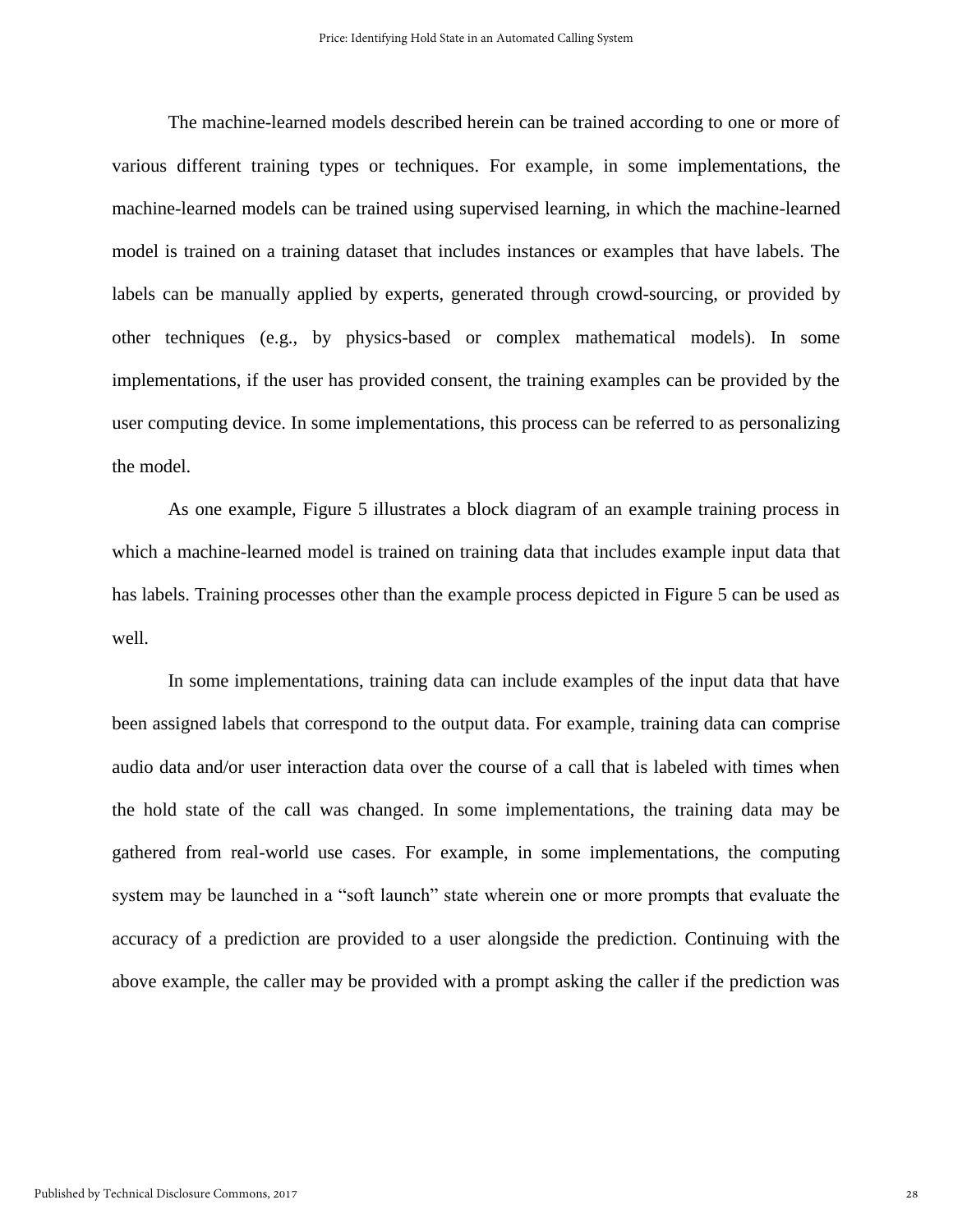The machine-learned models described herein can be trained according to one or more of various different training types or techniques. For example, in some implementations, the machine-learned models can be trained using supervised learning, in which the machine-learned model is trained on a training dataset that includes instances or examples that have labels. The labels can be manually applied by experts, generated through crowd-sourcing, or provided by other techniques (e.g., by physics-based or complex mathematical models). In some implementations, if the user has provided consent, the training examples can be provided by the user computing device. In some implementations, this process can be referred to as personalizing the model.

As one example, Figure 5 illustrates a block diagram of an example training process in which a machine-learned model is trained on training data that includes example input data that has labels. Training processes other than the example process depicted in Figure 5 can be used as well.

In some implementations, training data can include examples of the input data that have been assigned labels that correspond to the output data. For example, training data can comprise audio data and/or user interaction data over the course of a call that is labeled with times when the hold state of the call was changed. In some implementations, the training data may be gathered from real-world use cases. For example, in some implementations, the computing system may be launched in a "soft launch" state wherein one or more prompts that evaluate the accuracy of a prediction are provided to a user alongside the prediction. Continuing with the above example, the caller may be provided with a prompt asking the caller if the prediction was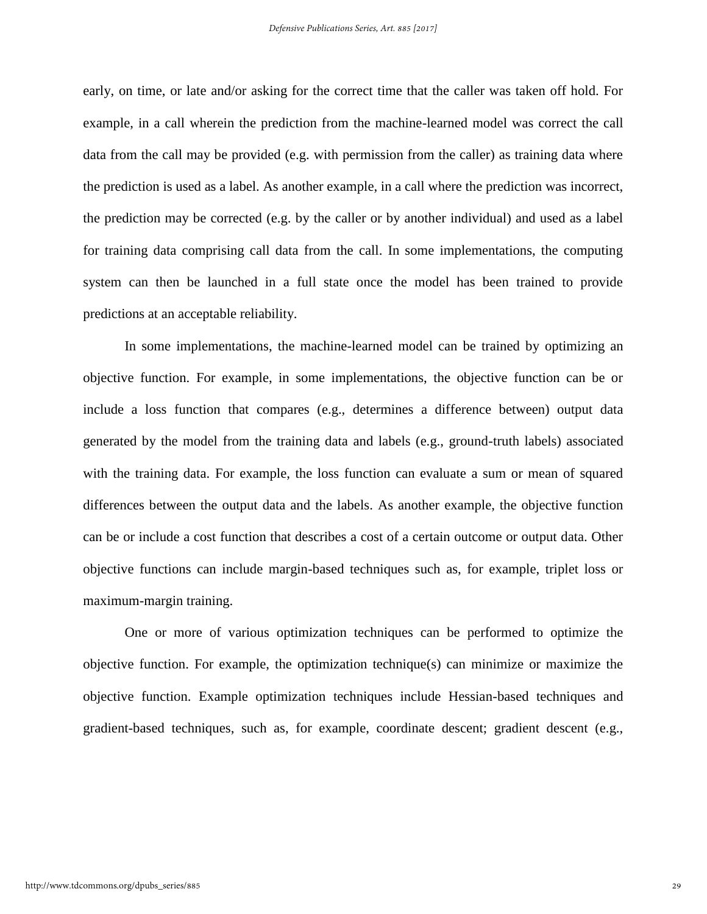early, on time, or late and/or asking for the correct time that the caller was taken off hold. For example, in a call wherein the prediction from the machine-learned model was correct the call data from the call may be provided (e.g. with permission from the caller) as training data where the prediction is used as a label. As another example, in a call where the prediction was incorrect, the prediction may be corrected (e.g. by the caller or by another individual) and used as a label for training data comprising call data from the call. In some implementations, the computing system can then be launched in a full state once the model has been trained to provide predictions at an acceptable reliability.

In some implementations, the machine-learned model can be trained by optimizing an objective function. For example, in some implementations, the objective function can be or include a loss function that compares (e.g., determines a difference between) output data generated by the model from the training data and labels (e.g., ground-truth labels) associated with the training data. For example, the loss function can evaluate a sum or mean of squared differences between the output data and the labels. As another example, the objective function can be or include a cost function that describes a cost of a certain outcome or output data. Other objective functions can include margin-based techniques such as, for example, triplet loss or maximum-margin training.

One or more of various optimization techniques can be performed to optimize the objective function. For example, the optimization technique(s) can minimize or maximize the objective function. Example optimization techniques include Hessian-based techniques and gradient-based techniques, such as, for example, coordinate descent; gradient descent (e.g.,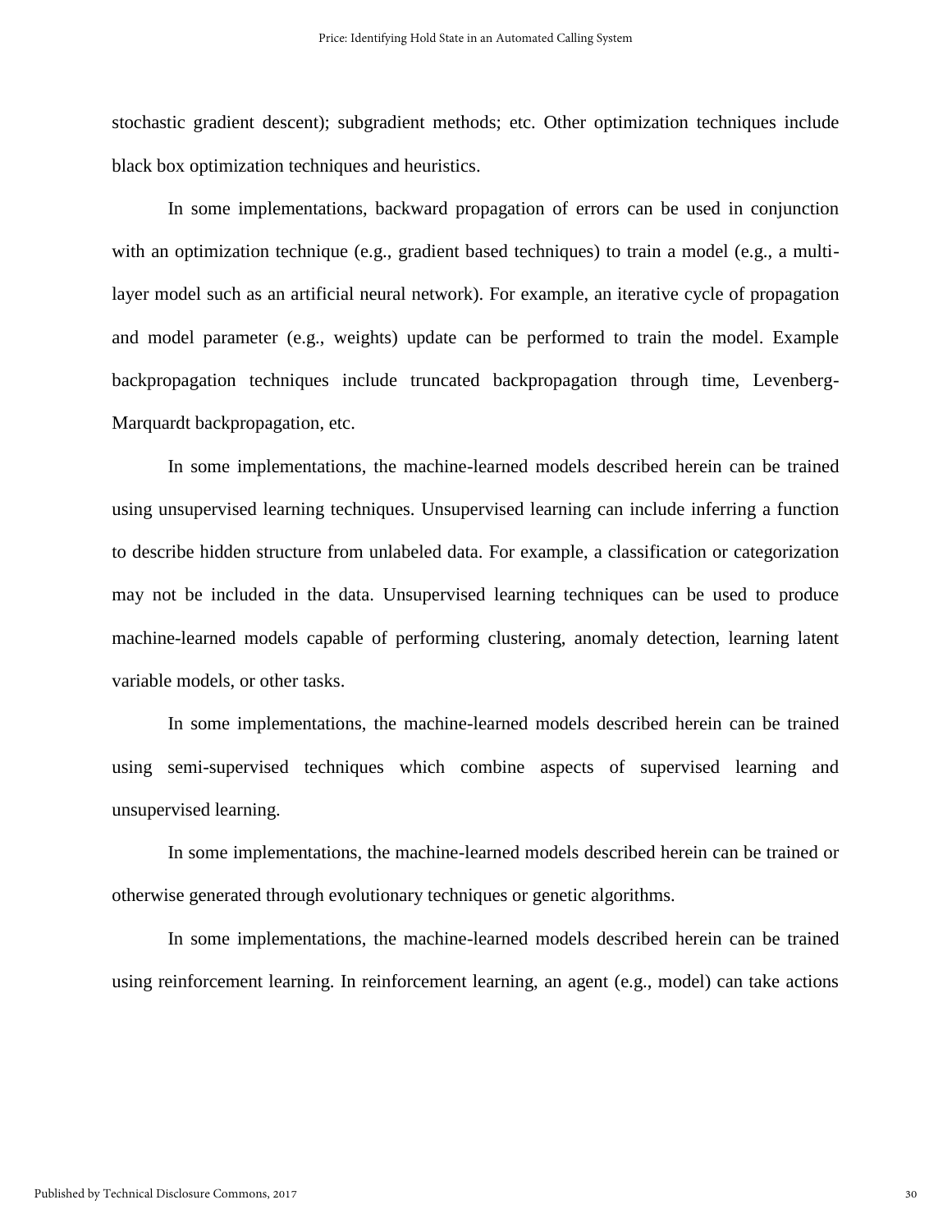stochastic gradient descent); subgradient methods; etc. Other optimization techniques include black box optimization techniques and heuristics.

In some implementations, backward propagation of errors can be used in conjunction with an optimization technique (e.g., gradient based techniques) to train a model (e.g., a multi-layer model such as an artificial neural network). For example, an iterative cycle of propagation and model parameter (e.g., weights) update can be performed to train the model. Example backpropagation techniques include truncated backpropagation through time, Levenberg-Marquardt backpropagation, etc.

In some implementations, the machine-learned models described herein can be trained using unsupervised learning techniques. Unsupervised learning can include inferring a function to describe hidden structure from unlabeled data. For example, a classification or categorization may not be included in the data. Unsupervised learning techniques can be used to produce machine-learned models capable of performing clustering, anomaly detection, learning latent variable models, or other tasks.

In some implementations, the machine-learned models described herein can be trained using semi-supervised techniques which combine aspects of supervised learning and unsupervised learning.

In some implementations, the machine-learned models described herein can be trained or otherwise generated through evolutionary techniques or genetic algorithms.

In some implementations, the machine-learned models described herein can be trained using reinforcement learning. In reinforcement learning, an agent (e.g., model) can take actions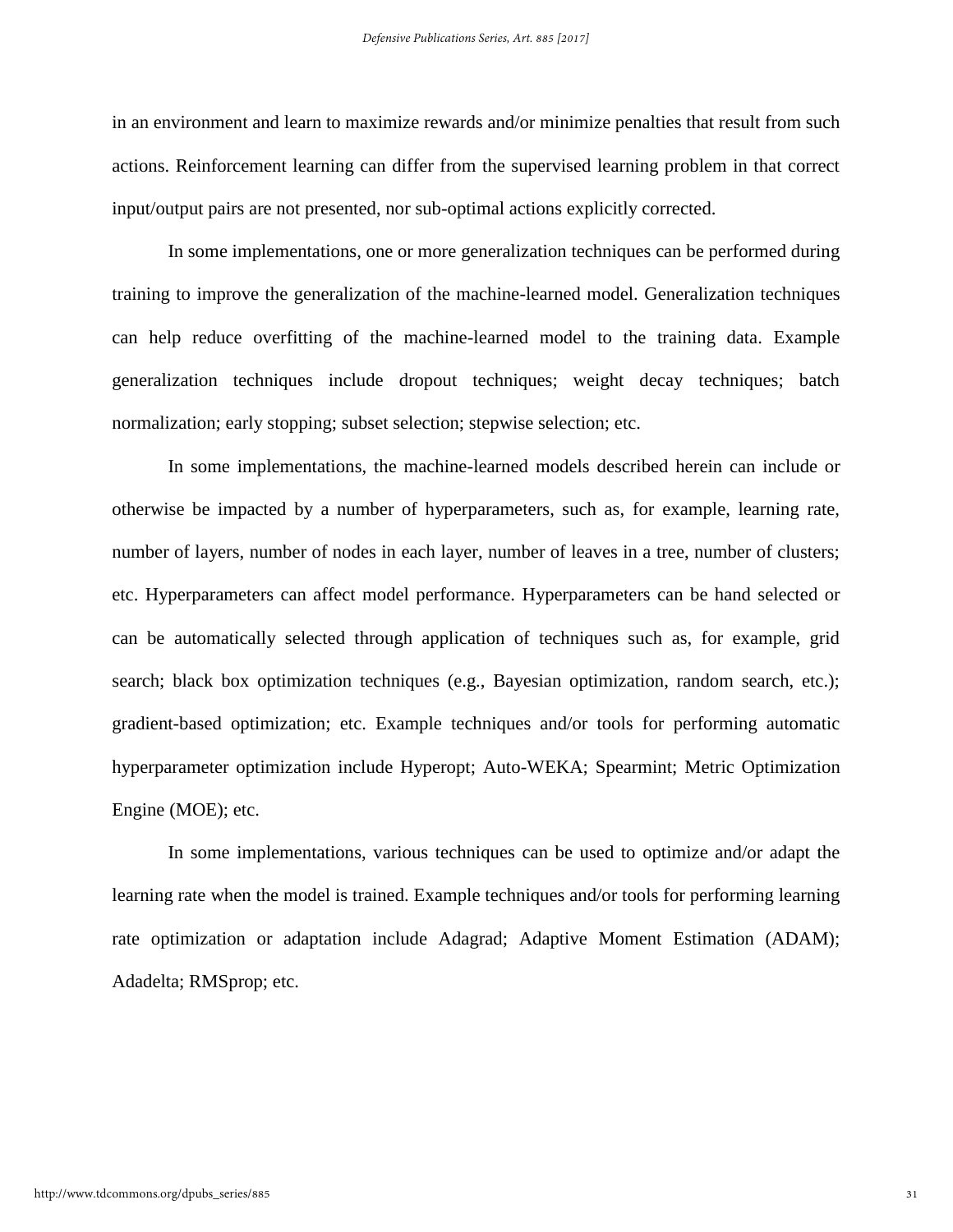in an environment and learn to maximize rewards and/or minimize penalties that result from such actions. Reinforcement learning can differ from the supervised learning problem in that correct input/output pairs are not presented, nor sub-optimal actions explicitly corrected.

In some implementations, one or more generalization techniques can be performed during training to improve the generalization of the machine-learned model. Generalization techniques can help reduce overfitting of the machine-learned model to the training data. Example generalization techniques include dropout techniques; weight decay techniques; batch normalization; early stopping; subset selection; stepwise selection; etc.

In some implementations, the machine-learned models described herein can include or otherwise be impacted by a number of hyperparameters, such as, for example, learning rate, number of layers, number of nodes in each layer, number of leaves in a tree, number of clusters; etc. Hyperparameters can affect model performance. Hyperparameters can be hand selected or can be automatically selected through application of techniques such as, for example, grid search; black box optimization techniques (e.g., Bayesian optimization, random search, etc.); gradient-based optimization; etc. Example techniques and/or tools for performing automatic hyperparameter optimization include Hyperopt; Auto-WEKA; Spearmint; Metric Optimization Engine (MOE); etc.

In some implementations, various techniques can be used to optimize and/or adapt the learning rate when the model is trained. Example techniques and/or tools for performing learning rate optimization or adaptation include Adagrad; Adaptive Moment Estimation (ADAM); Adadelta; RMSprop; etc.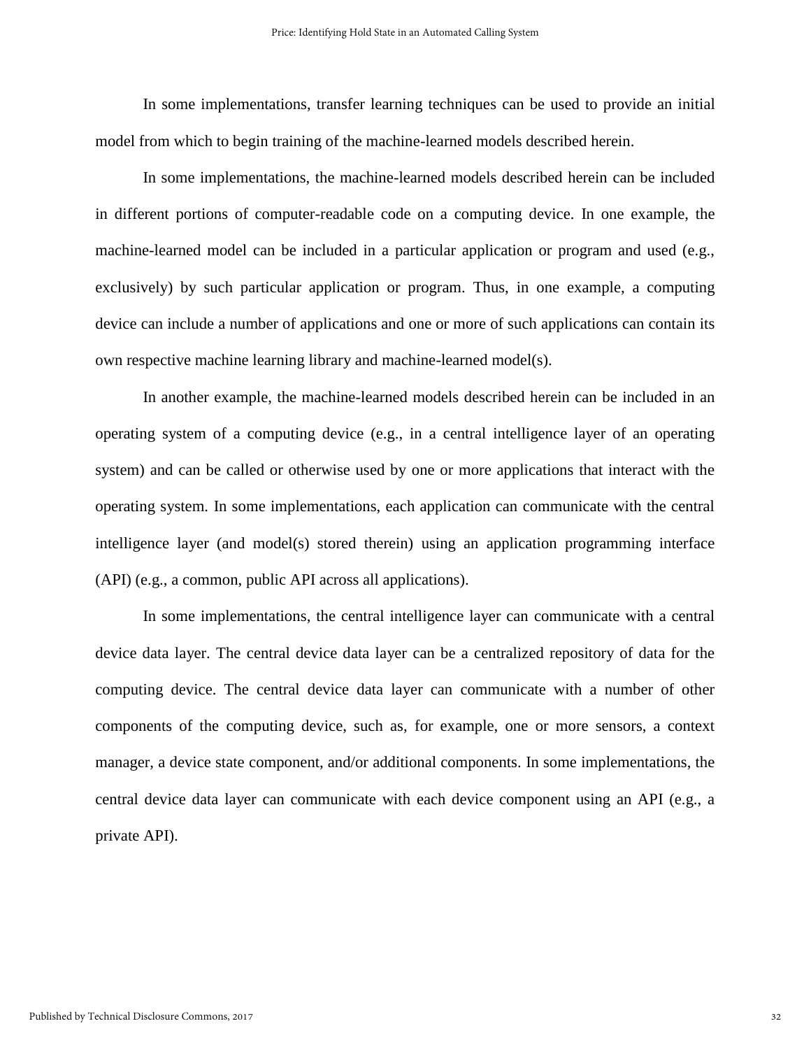In some implementations, transfer learning techniques can be used to provide an initial model from which to begin training of the machine-learned models described herein.

In some implementations, the machine-learned models described herein can be included in different portions of computer-readable code on a computing device. In one example, the machine-learned model can be included in a particular application or program and used (e.g., exclusively) by such particular application or program. Thus, in one example, a computing device can include a number of applications and one or more of such applications can contain its own respective machine learning library and machine-learned model(s).

In another example, the machine-learned models described herein can be included in an operating system of a computing device (e.g., in a central intelligence layer of an operating system) and can be called or otherwise used by one or more applications that interact with the operating system. In some implementations, each application can communicate with the central intelligence layer (and model(s) stored therein) using an application programming interface (API) (e.g., a common, public API across all applications).

In some implementations, the central intelligence layer can communicate with a central device data layer. The central device data layer can be a centralized repository of data for the computing device. The central device data layer can communicate with a number of other components of the computing device, such as, for example, one or more sensors, a context manager, a device state component, and/or additional components. In some implementations, the central device data layer can communicate with each device component using an API (e.g., a private API).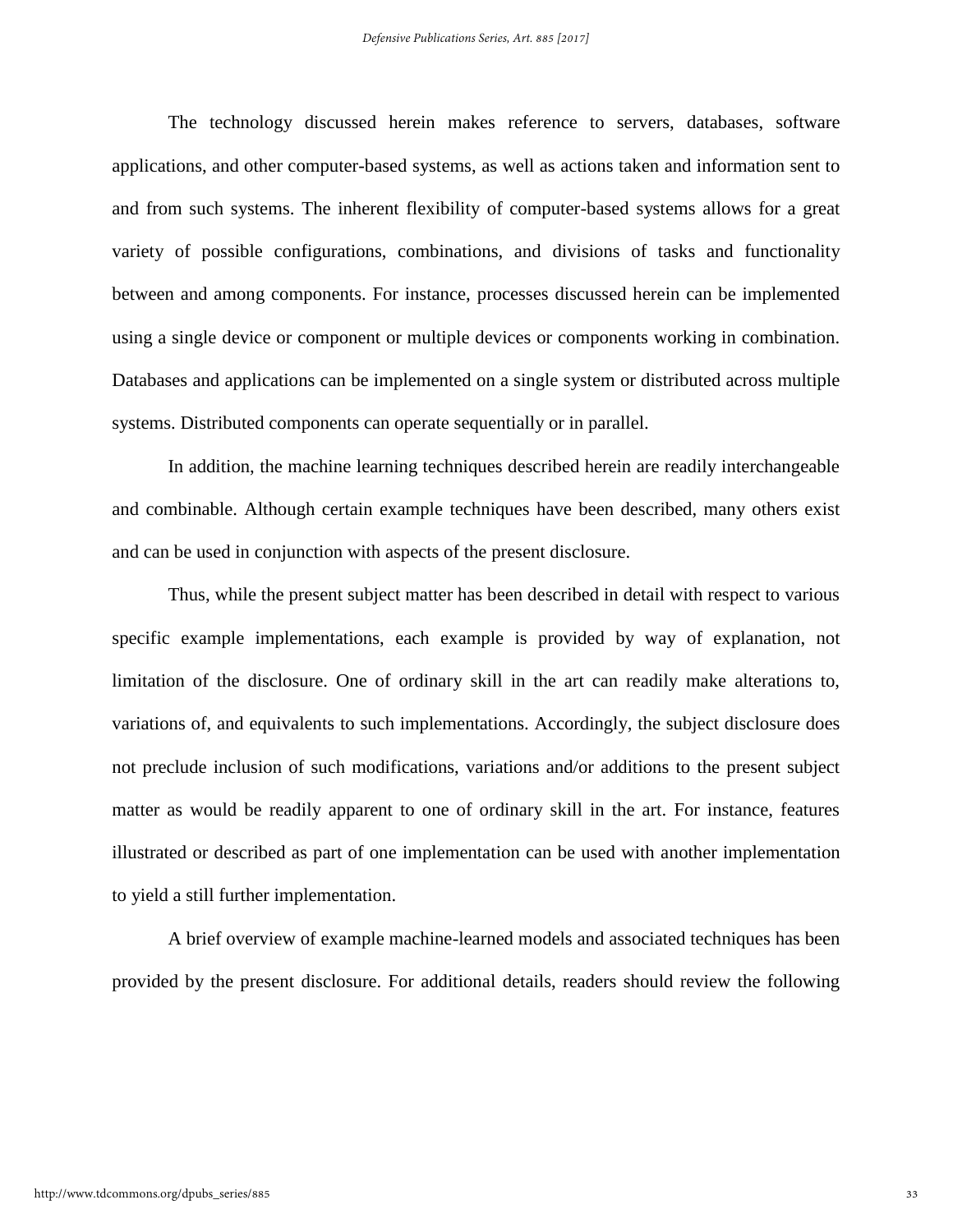The technology discussed herein makes reference to servers, databases, software applications, and other computer-based systems, as well as actions taken and information sent to and from such systems. The inherent flexibility of computer-based systems allows for a great variety of possible configurations, combinations, and divisions of tasks and functionality between and among components. For instance, processes discussed herein can be implemented using a single device or component or multiple devices or components working in combination. Databases and applications can be implemented on a single system or distributed across multiple systems. Distributed components can operate sequentially or in parallel.

In addition, the machine learning techniques described herein are readily interchangeable and combinable. Although certain example techniques have been described, many others exist and can be used in conjunction with aspects of the present disclosure.

Thus, while the present subject matter has been described in detail with respect to various specific example implementations, each example is provided by way of explanation, not limitation of the disclosure. One of ordinary skill in the art can readily make alterations to, variations of, and equivalents to such implementations. Accordingly, the subject disclosure does not preclude inclusion of such modifications, variations and/or additions to the present subject matter as would be readily apparent to one of ordinary skill in the art. For instance, features illustrated or described as part of one implementation can be used with another implementation to yield a still further implementation.

A brief overview of example machine-learned models and associated techniques has been provided by the present disclosure. For additional details, readers should review the following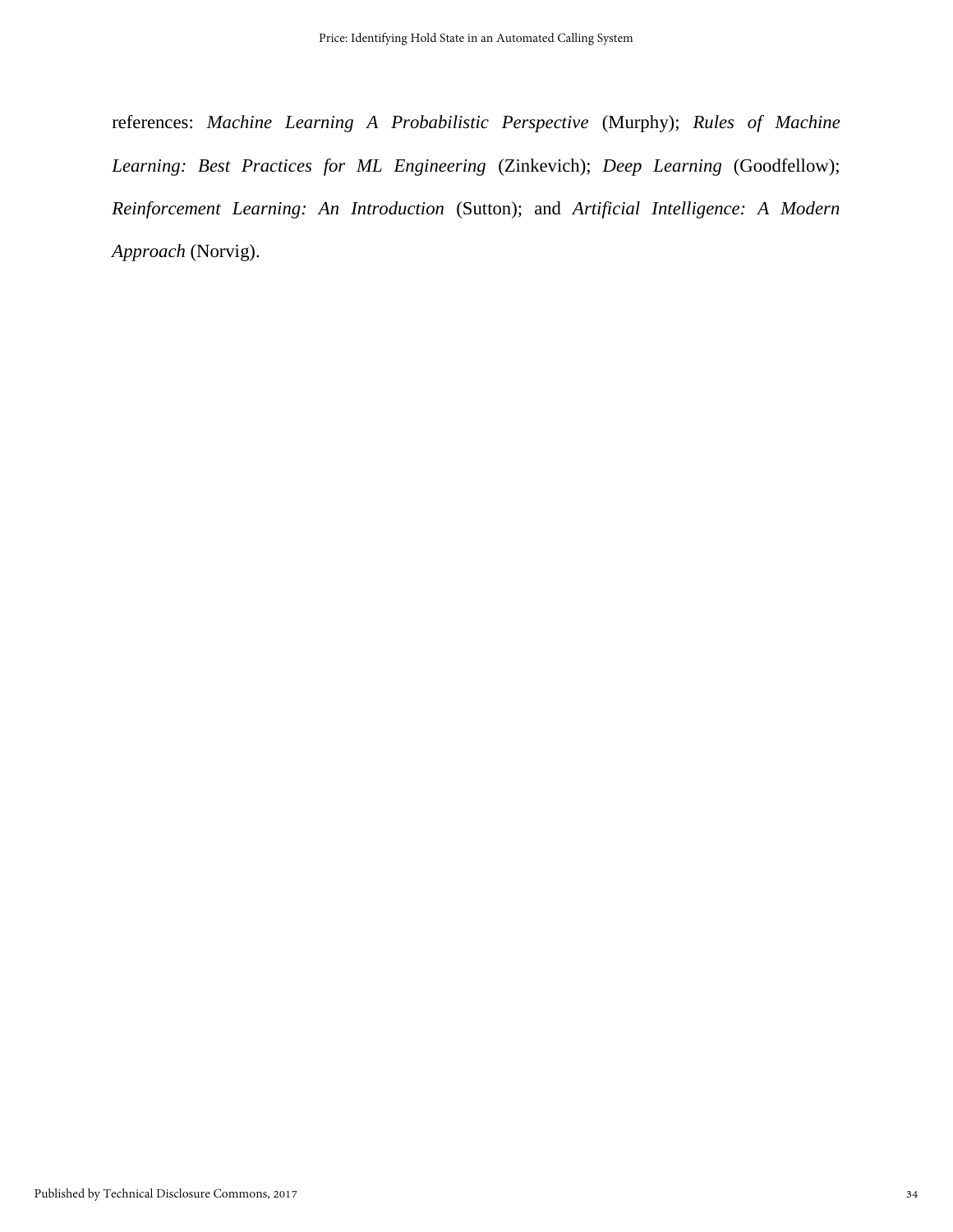references: *Machine Learning A Probabilistic Perspective* (Murphy); *Rules of Machine Learning: Best Practices for ML Engineering* (Zinkevich); *Deep Learning* (Goodfellow); *Reinforcement Learning: An Introduction* (Sutton); and *Artificial Intelligence: A Modern Approach* (Norvig).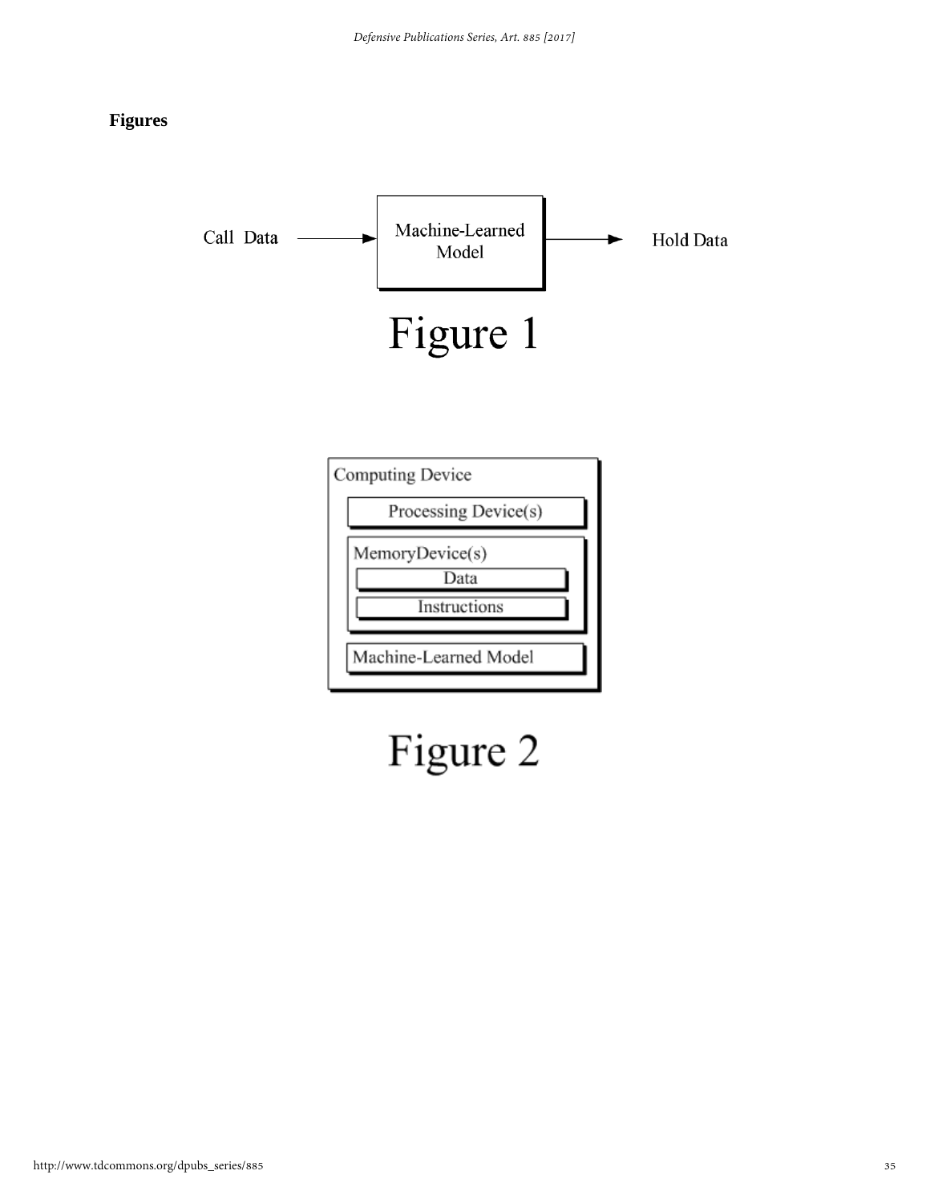**Figures**

Call Data → Machine-Learned Model → Hold Data

Figure 1

Computing Device
- Processing Device(s)
- MemoryDevice(s)
  - Data
  - Instructions
- Machine-Learned Model

Figure 2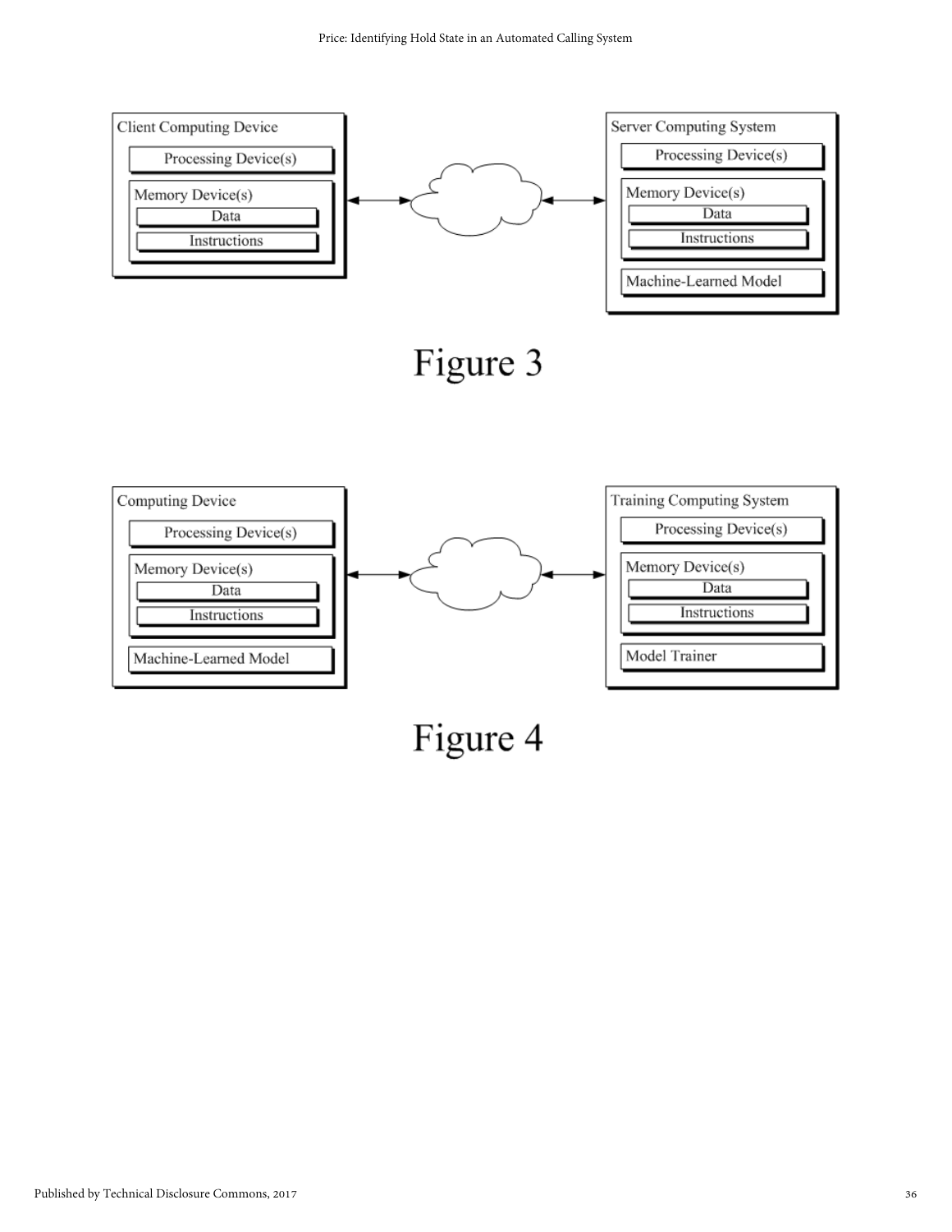Client Computing Device

Processing Device(s)

Memory Device(s)

Data

Instructions

Server Computing System

Processing Device(s)

Memory Device(s)

Data

Instructions

Machine-Learned Model

Figure 3

Computing Device

Processing Device(s)

Memory Device(s)

Data

Instructions

Machine-Learned Model

Training Computing System

Processing Device(s)

Memory Device(s)

Data

Instructions

Model Trainer

Figure 4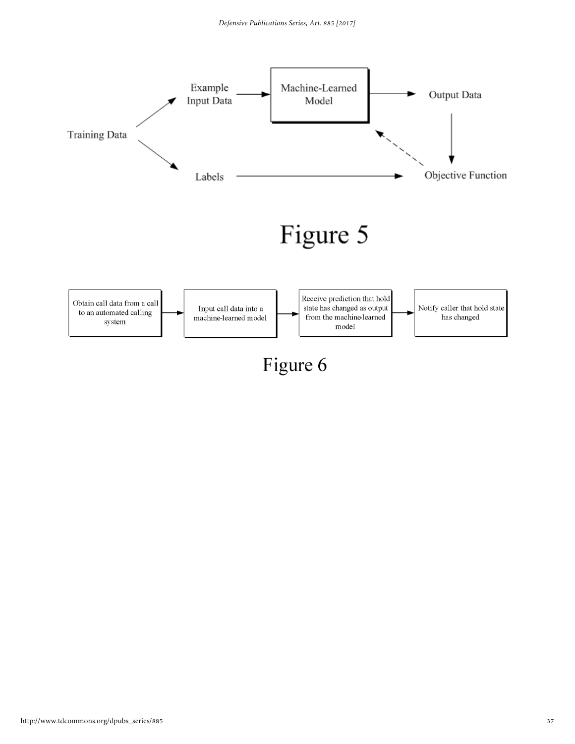Example Input Data

Machine-Learned Model

Output Data

Training Data

Labels

Objective Function

Figure 5

Obtain call data from a call to an automated calling system

Input call data into a machine-learned model

Receive prediction that hold state has changed as output from the machine-learned model

Notify caller that hold state has changed

Figure 6